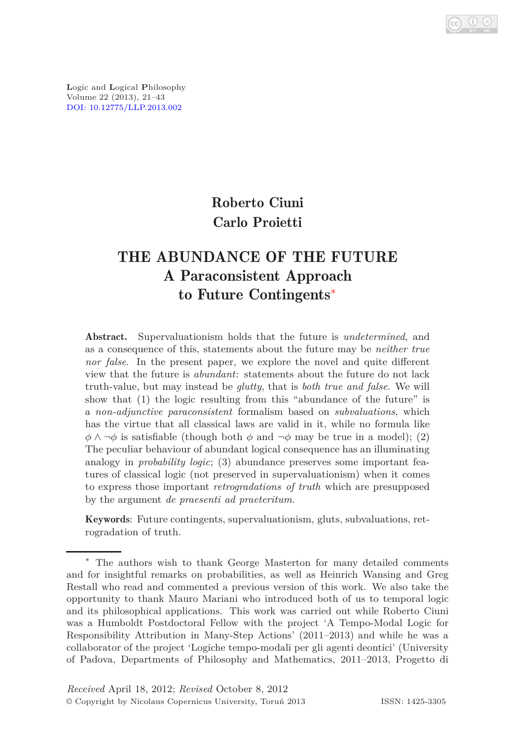Logic and Logical Philosophy
Volume 22 (2013), 21–43
DOI: 10.12775/LLP.2013.002

**Roberto Ciuni**
**Carlo Proietti**

# THE ABUNDANCE OF THE FUTURE
## A Paraconsistent Approach to Future Contingents*

**Abstract.** Supervaluationism holds that the future is *undetermined*, and as a consequence of this, statements about the future may be *neither true nor false*. In the present paper, we explore the novel and quite different view that the future is *abundant*: statements about the future do not lack truth-value, but may instead be *glutty*, that is *both true and false*. We will show that (1) the logic resulting from this "abundance of the future" is a *non-adjunctive paraconsistent* formalism based on *subvaluations*, which has the virtue that all classical laws are valid in it, while no formula like $\phi \wedge \neg\phi$ is satisfiable (though both $\phi$ and $\neg\phi$ may be true in a model); (2) The peculiar behaviour of abundant logical consequence has an illuminating analogy in *probability logic*; (3) abundance preserves some important features of classical logic (not preserved in supervaluationism) when it comes to express those important *retrogradations of truth* which are presupposed by the argument *de praesenti ad praeteritum*.

**Keywords**: Future contingents, supervaluationism, gluts, subvaluations, retrogradation of truth.

---

* The authors wish to thank George Masterton for many detailed comments and for insightful remarks on probabilities, as well as Heinrich Wansing and Greg Restall who read and commented a previous version of this work. We also take the opportunity to thank Mauro Mariani who introduced both of us to temporal logic and its philosophical applications. This work was carried out while Roberto Ciuni was a Humboldt Postdoctoral Fellow with the project 'A Tempo-Modal Logic for Responsibility Attribution in Many-Step Actions' (2011–2013) and while he was a collaborator of the project 'Logiche tempo-modali per gli agenti deontici' (University of Padova, Departments of Philosophy and Mathematics, 2011–2013, Progetto di

*Received* April 18, 2012; *Revised* October 8, 2012
© Copyright by Nicolaus Copernicus University, Toruń 2013 ISSN: 1425-3305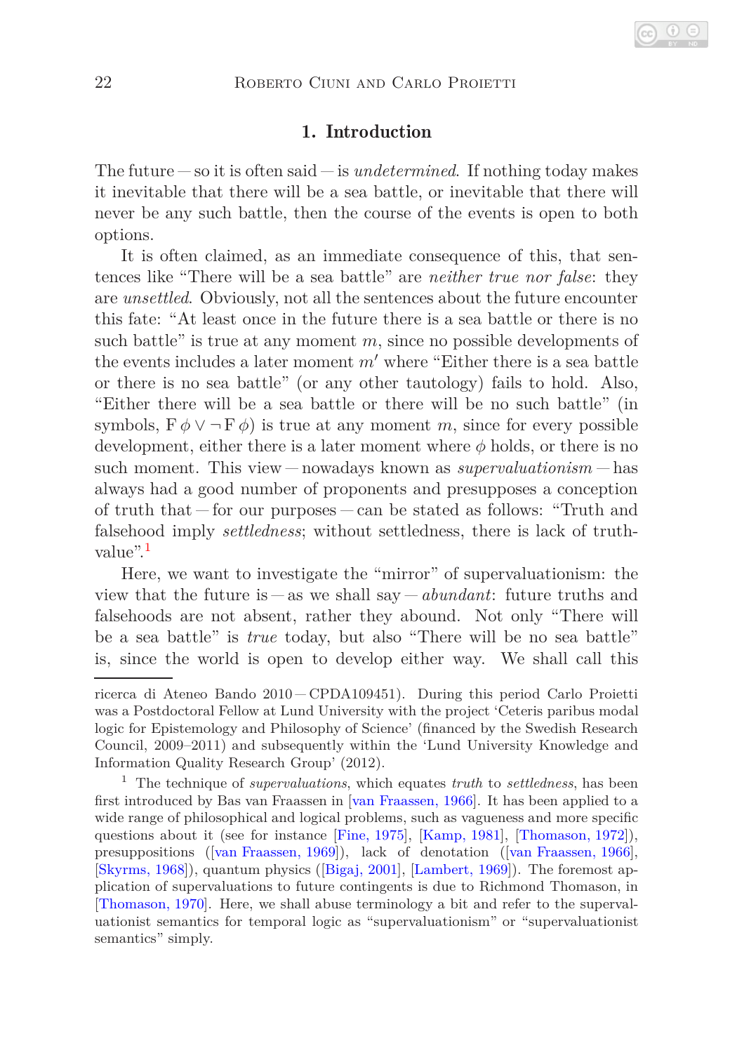## 1. Introduction

The future — so it is often said — is *undetermined*. If nothing today makes it inevitable that there will be a sea battle, or inevitable that there will never be any such battle, then the course of the events is open to both options.

It is often claimed, as an immediate consequence of this, that sentences like "There will be a sea battle" are *neither true nor false*: they are *unsettled*. Obviously, not all the sentences about the future encounter this fate: "At least once in the future there is a sea battle or there is no such battle" is true at any moment $m$, since no possible developments of the events includes a later moment $m'$ where "Either there is a sea battle or there is no sea battle" (or any other tautology) fails to hold. Also, "Either there will be a sea battle or there will be no such battle" (in symbols, $\mathrm{F}\,\phi \vee \neg\,\mathrm{F}\,\phi$) is true at any moment $m$, since for every possible development, either there is a later moment where $\phi$ holds, or there is no such moment. This view — nowadays known as *supervaluationism* — has always had a good number of proponents and presupposes a conception of truth that — for our purposes — can be stated as follows: "Truth and falsehood imply *settledness*; without settledness, there is lack of truth-value".[1]

Here, we want to investigate the "mirror" of supervaluationism: the view that the future is — as we shall say — *abundant*: future truths and falsehoods are not absent, rather they abound. Not only "There will be a sea battle" is *true* today, but also "There will be no sea battle" is, since the world is open to develop either way. We shall call this

---

ricerca di Ateneo Bando 2010 — CPDA109451). During this period Carlo Proietti was a Postdoctoral Fellow at Lund University with the project 'Ceteris paribus modal logic for Epistemology and Philosophy of Science' (financed by the Swedish Research Council, 2009–2011) and subsequently within the 'Lund University Knowledge and Information Quality Research Group' (2012).

[1] The technique of *supervaluations*, which equates *truth* to *settledness*, has been first introduced by Bas van Fraassen in [van Fraassen, 1966]. It has been applied to a wide range of philosophical and logical problems, such as vagueness and more specific questions about it (see for instance [Fine, 1975], [Kamp, 1981], [Thomason, 1972]), presuppositions ([van Fraassen, 1969]), lack of denotation ([van Fraassen, 1966], [Skyrms, 1968]), quantum physics ([Bigaj, 2001], [Lambert, 1969]). The foremost application of supervaluations to future contingents is due to Richmond Thomason, in [Thomason, 1970]. Here, we shall abuse terminology a bit and refer to the supervaluationist semantics for temporal logic as "supervaluationism" or "supervaluationist semantics" simply.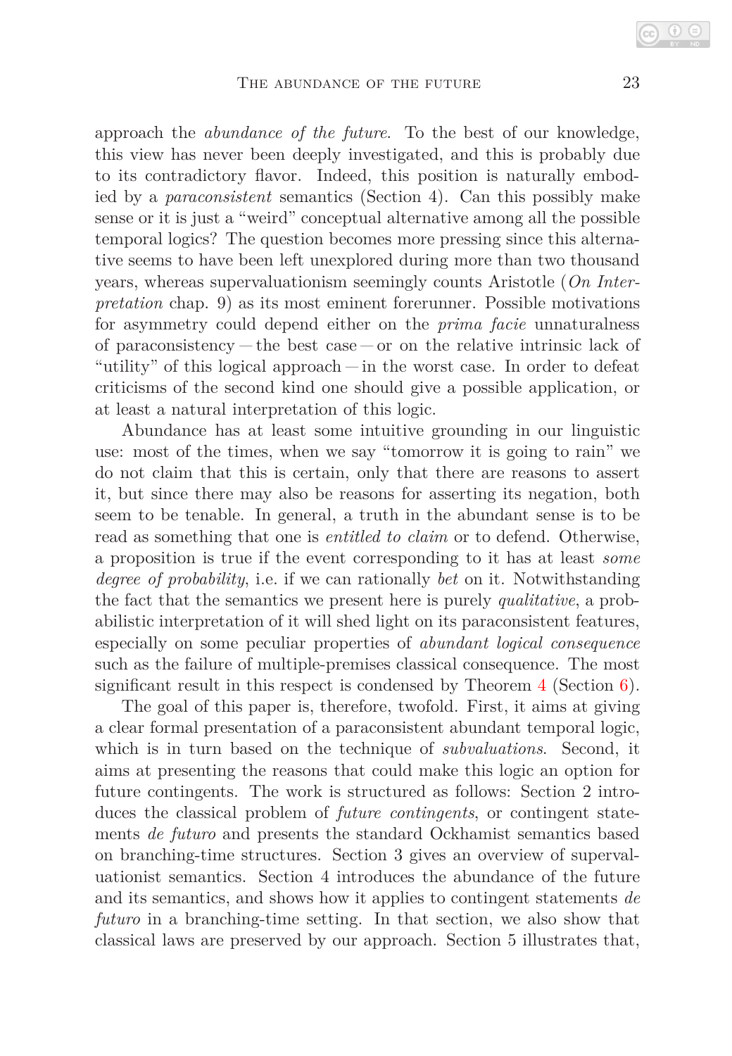approach the *abundance of the future*. To the best of our knowledge, this view has never been deeply investigated, and this is probably due to its contradictory flavor. Indeed, this position is naturally embodied by a *paraconsistent* semantics (Section 4). Can this possibly make sense or it is just a "weird" conceptual alternative among all the possible temporal logics? The question becomes more pressing since this alternative seems to have been left unexplored during more than two thousand years, whereas supervaluationism seemingly counts Aristotle (*On Interpretation* chap. 9) as its most eminent forerunner. Possible motivations for asymmetry could depend either on the *prima facie* unnaturalness of paraconsistency — the best case — or on the relative intrinsic lack of "utility" of this logical approach — in the worst case. In order to defeat criticisms of the second kind one should give a possible application, or at least a natural interpretation of this logic.

Abundance has at least some intuitive grounding in our linguistic use: most of the times, when we say "tomorrow it is going to rain" we do not claim that this is certain, only that there are reasons to assert it, but since there may also be reasons for asserting its negation, both seem to be tenable. In general, a truth in the abundant sense is to be read as something that one is *entitled to claim* or to defend. Otherwise, a proposition is true if the event corresponding to it has at least *some degree of probability*, i.e. if we can rationally *bet* on it. Notwithstanding the fact that the semantics we present here is purely *qualitative*, a probabilistic interpretation of it will shed light on its paraconsistent features, especially on some peculiar properties of *abundant logical consequence* such as the failure of multiple-premises classical consequence. The most significant result in this respect is condensed by Theorem 4 (Section 6).

The goal of this paper is, therefore, twofold. First, it aims at giving a clear formal presentation of a paraconsistent abundant temporal logic, which is in turn based on the technique of *subvaluations*. Second, it aims at presenting the reasons that could make this logic an option for future contingents. The work is structured as follows: Section 2 introduces the classical problem of *future contingents*, or contingent statements *de futuro* and presents the standard Ockhamist semantics based on branching-time structures. Section 3 gives an overview of supervaluationist semantics. Section 4 introduces the abundance of the future and its semantics, and shows how it applies to contingent statements *de futuro* in a branching-time setting. In that section, we also show that classical laws are preserved by our approach. Section 5 illustrates that,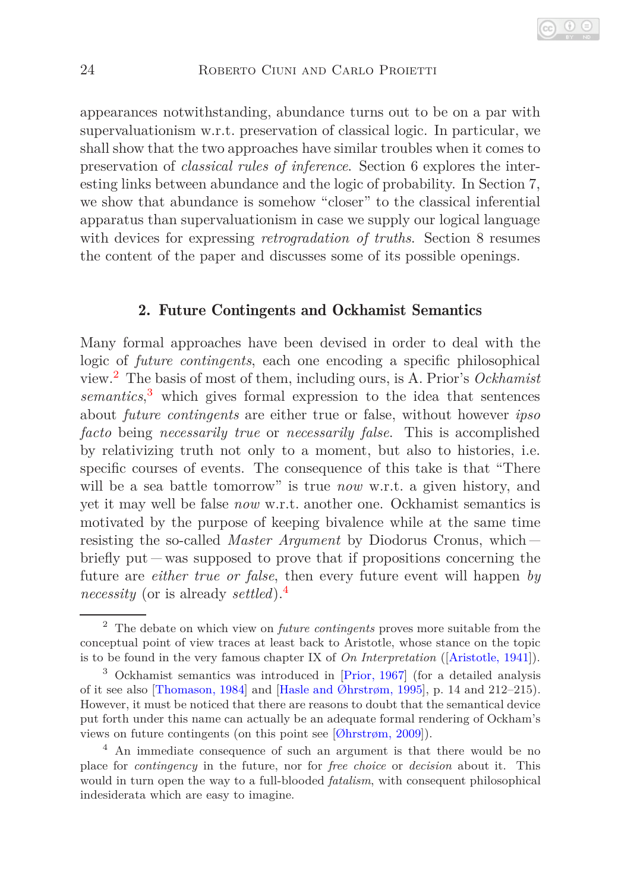appearances notwithstanding, abundance turns out to be on a par with supervaluationism w.r.t. preservation of classical logic. In particular, we shall show that the two approaches have similar troubles when it comes to preservation of *classical rules of inference*. Section 6 explores the interesting links between abundance and the logic of probability. In Section 7, we show that abundance is somehow "closer" to the classical inferential apparatus than supervaluationism in case we supply our logical language with devices for expressing *retrogradation of truths*. Section 8 resumes the content of the paper and discusses some of its possible openings.

## 2. Future Contingents and Ockhamist Semantics

Many formal approaches have been devised in order to deal with the logic of *future contingents*, each one encoding a specific philosophical view.[2] The basis of most of them, including ours, is A. Prior's *Ockhamist semantics*,[3] which gives formal expression to the idea that sentences about *future contingents* are either true or false, without however *ipso facto* being *necessarily true* or *necessarily false*. This is accomplished by relativizing truth not only to a moment, but also to histories, i.e. specific courses of events. The consequence of this take is that "There will be a sea battle tomorrow" is true *now* w.r.t. a given history, and yet it may well be false *now* w.r.t. another one. Ockhamist semantics is motivated by the purpose of keeping bivalence while at the same time resisting the so-called *Master Argument* by Diodorus Cronus, which — briefly put — was supposed to prove that if propositions concerning the future are *either true or false*, then every future event will happen *by necessity* (or is already *settled*).[4]

---

[2] The debate on which view on *future contingents* proves more suitable from the conceptual point of view traces at least back to Aristotle, whose stance on the topic is to be found in the very famous chapter IX of *On Interpretation* ([Aristotle, 1941]).

[3] Ockhamist semantics was introduced in [Prior, 1967] (for a detailed analysis of it see also [Thomason, 1984] and [Hasle and Øhrstrøm, 1995], p. 14 and 212–215). However, it must be noticed that there are reasons to doubt that the semantical device put forth under this name can actually be an adequate formal rendering of Ockham's views on future contingents (on this point see [Øhrstrøm, 2009]).

[4] An immediate consequence of such an argument is that there would be no place for *contingency* in the future, nor for *free choice* or *decision* about it. This would in turn open the way to a full-blooded *fatalism*, with consequent philosophical indesiderata which are easy to imagine.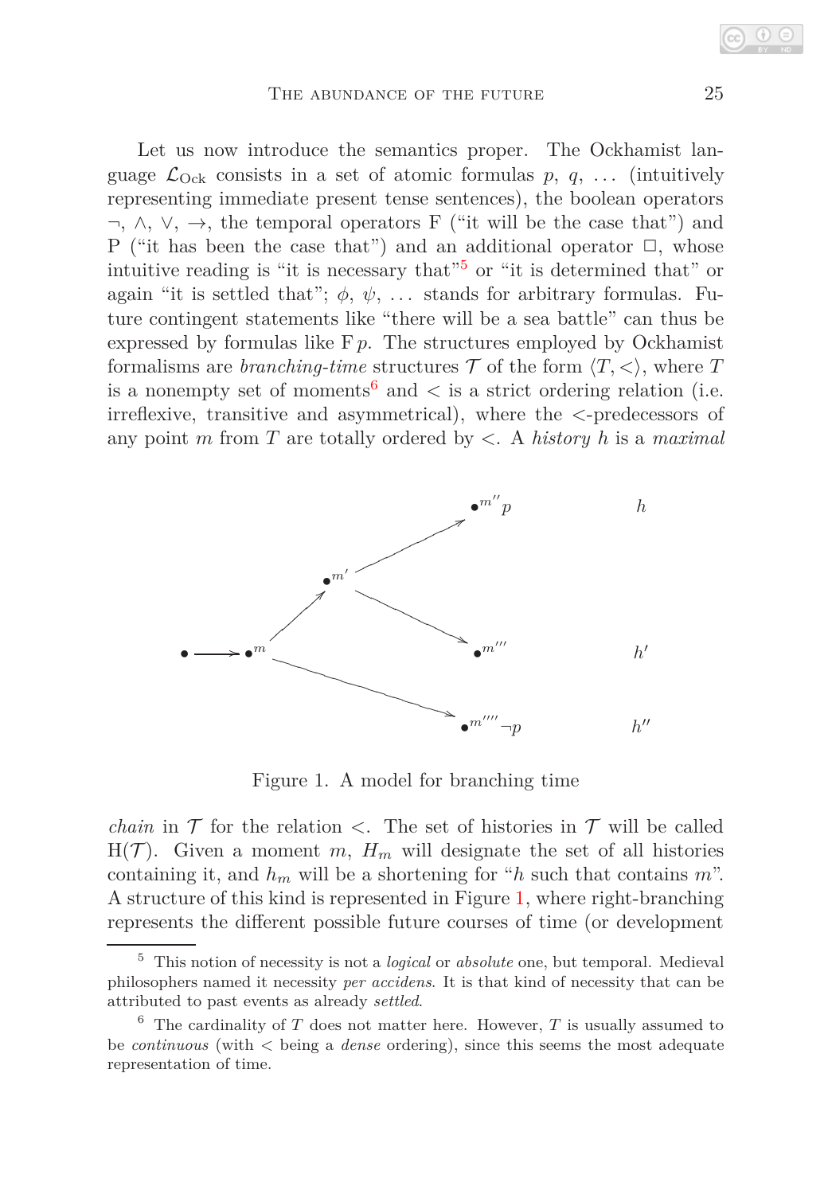Let us now introduce the semantics proper. The Ockhamist language $\mathcal{L}_{\text{Ock}}$ consists in a set of atomic formulas $p$, $q$, ... (intuitively representing immediate present tense sentences), the boolean operators $\neg$, $\wedge$, $\vee$, $\rightarrow$, the temporal operators F ("it will be the case that") and P ("it has been the case that") and an additional operator $\Box$, whose intuitive reading is "it is necessary that"[5] or "it is determined that" or again "it is settled that"; $\phi$, $\psi$, ... stands for arbitrary formulas. Future contingent statements like "there will be a sea battle" can thus be expressed by formulas like $\mathrm{F}\, p$. The structures employed by Ockhamist formalisms are *branching-time* structures $\mathcal{T}$ of the form $\langle T, < \rangle$, where $T$ is a nonempty set of moments[6] and $<$ is a strict ordering relation (i.e. irreflexive, transitive and asymmetrical), where the $<$-predecessors of any point $m$ from $T$ are totally ordered by $<$. A *history* $h$ is a *maximal chain* in $\mathcal{T}$ for the relation $<$. The set of histories in $\mathcal{T}$ will be called $\mathrm{H}(\mathcal{T})$. Given a moment $m$, $H_m$ will designate the set of all histories containing it, and $h_m$ will be a shortening for "$h$ such that contains $m$". A structure of this kind is represented in Figure 1, where right-branching represents the different possible future courses of time (or development

Figure 1. A model for branching time

[5] This notion of necessity is not a *logical* or *absolute* one, but temporal. Medieval philosophers named it necessity *per accidens*. It is that kind of necessity that can be attributed to past events as already *settled*.

[6] The cardinality of $T$ does not matter here. However, $T$ is usually assumed to be *continuous* (with $<$ being a *dense* ordering), since this seems the most adequate representation of time.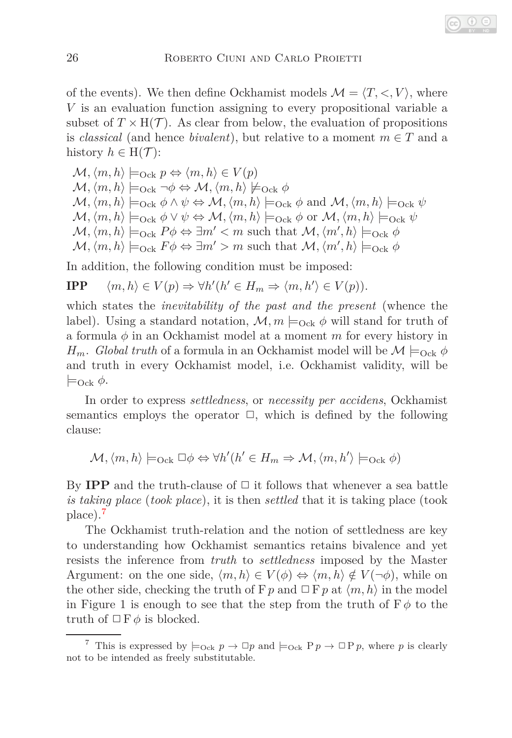of the events). We then define Ockhamist models $\mathcal{M} = \langle T, <, V\rangle$, where $V$ is an evaluation function assigning to every propositional variable a subset of $T \times \mathrm{H}(\mathcal{T})$. As clear from below, the evaluation of propositions is *classical* (and hence *bivalent*), but relative to a moment $m \in T$ and a history $h \in \mathrm{H}(\mathcal{T})$:

$\mathcal{M}, \langle m, h\rangle \models_{\mathrm{Ock}} p \Leftrightarrow \langle m, h\rangle \in V(p)$
$\mathcal{M}, \langle m, h\rangle \models_{\mathrm{Ock}} \neg\phi \Leftrightarrow \mathcal{M}, \langle m, h\rangle \not\models_{\mathrm{Ock}} \phi$
$\mathcal{M}, \langle m, h\rangle \models_{\mathrm{Ock}} \phi \wedge \psi \Leftrightarrow \mathcal{M}, \langle m, h\rangle \models_{\mathrm{Ock}} \phi$ and $\mathcal{M}, \langle m, h\rangle \models_{\mathrm{Ock}} \psi$
$\mathcal{M}, \langle m, h\rangle \models_{\mathrm{Ock}} \phi \vee \psi \Leftrightarrow \mathcal{M}, \langle m, h\rangle \models_{\mathrm{Ock}} \phi$ or $\mathcal{M}, \langle m, h\rangle \models_{\mathrm{Ock}} \psi$
$\mathcal{M}, \langle m, h\rangle \models_{\mathrm{Ock}} P\phi \Leftrightarrow \exists m' < m$ such that $\mathcal{M}, \langle m', h\rangle \models_{\mathrm{Ock}} \phi$
$\mathcal{M}, \langle m, h\rangle \models_{\mathrm{Ock}} F\phi \Leftrightarrow \exists m' > m$ such that $\mathcal{M}, \langle m', h\rangle \models_{\mathrm{Ock}} \phi$

In addition, the following condition must be imposed:

**IPP** $\quad \langle m, h\rangle \in V(p) \Rightarrow \forall h'(h' \in H_m \Rightarrow \langle m, h'\rangle \in V(p))$.

which states the *inevitability of the past and the present* (whence the label). Using a standard notation, $\mathcal{M}, m \models_{\mathrm{Ock}} \phi$ will stand for truth of a formula $\phi$ in an Ockhamist model at a moment $m$ for every history in $H_m$. *Global truth* of a formula in an Ockhamist model will be $\mathcal{M} \models_{\mathrm{Ock}} \phi$ and truth in every Ockhamist model, i.e. Ockhamist validity, will be $\models_{\mathrm{Ock}} \phi$.

In order to express *settledness*, or *necessity per accidens*, Ockhamist semantics employs the operator $\Box$, which is defined by the following clause:

$$\mathcal{M}, \langle m, h\rangle \models_{\mathrm{Ock}} \Box\phi \Leftrightarrow \forall h'(h' \in H_m \Rightarrow \mathcal{M}, \langle m, h'\rangle \models_{\mathrm{Ock}} \phi)$$

By **IPP** and the truth-clause of $\Box$ it follows that whenever a sea battle *is taking place* (*took place*), it is then *settled* that it is taking place (took place).[7]

The Ockhamist truth-relation and the notion of settledness are key to understanding how Ockhamist semantics retains bivalence and yet resists the inference from *truth* to *settledness* imposed by the Master Argument: on the one side, $\langle m, h\rangle \in V(\phi) \Leftrightarrow \langle m, h\rangle \notin V(\neg\phi)$, while on the other side, checking the truth of $\mathrm{F}\, p$ and $\Box\, \mathrm{F}\, p$ at $\langle m, h\rangle$ in the model in Figure 1 is enough to see that the step from the truth of $\mathrm{F}\,\phi$ to the truth of $\Box\, \mathrm{F}\,\phi$ is blocked.

[7] This is expressed by $\models_{\mathrm{Ock}} p \rightarrow \Box p$ and $\models_{\mathrm{Ock}} \mathrm{P}\, p \rightarrow \Box\, \mathrm{P}\, p$, where $p$ is clearly not to be intended as freely substitutable.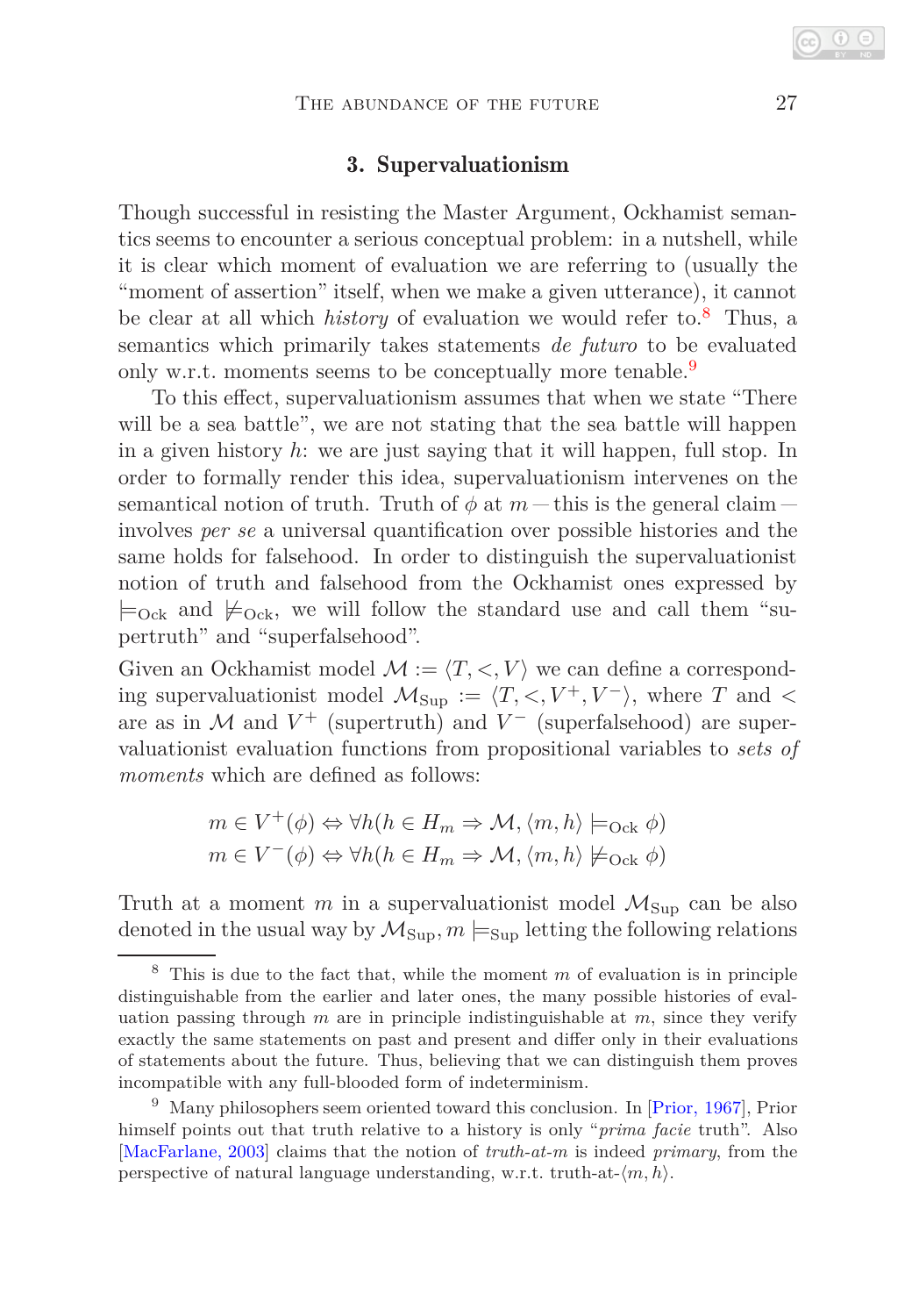## 3. Supervaluationism

Though successful in resisting the Master Argument, Ockhamist semantics seems to encounter a serious conceptual problem: in a nutshell, while it is clear which moment of evaluation we are referring to (usually the "moment of assertion" itself, when we make a given utterance), it cannot be clear at all which *history* of evaluation we would refer to.[8] Thus, a semantics which primarily takes statements *de futuro* to be evaluated only w.r.t. moments seems to be conceptually more tenable.[9]

To this effect, supervaluationism assumes that when we state "There will be a sea battle", we are not stating that the sea battle will happen in a given history $h$: we are just saying that it will happen, full stop. In order to formally render this idea, supervaluationism intervenes on the semantical notion of truth. Truth of $\phi$ at $m$ — this is the general claim — involves *per se* a universal quantification over possible histories and the same holds for falsehood. In order to distinguish the supervaluationist notion of truth and falsehood from the Ockhamist ones expressed by $\models_{\text{Ock}}$ and $\not\models_{\text{Ock}}$, we will follow the standard use and call them "supertruth" and "superfalsehood".

Given an Ockhamist model $\mathcal{M} := \langle T, <, V \rangle$ we can define a corresponding supervaluationist model $\mathcal{M}_{\text{Sup}} := \langle T, <, V^+, V^- \rangle$, where $T$ and $<$ are as in $\mathcal{M}$ and $V^+$ (supertruth) and $V^-$ (superfalsehood) are supervaluationist evaluation functions from propositional variables to *sets of moments* which are defined as follows:

$$m \in V^+(\phi) \Leftrightarrow \forall h(h \in H_m \Rightarrow \mathcal{M}, \langle m, h \rangle \models_{\text{Ock}} \phi)$$
$$m \in V^-(\phi) \Leftrightarrow \forall h(h \in H_m \Rightarrow \mathcal{M}, \langle m, h \rangle \not\models_{\text{Ock}} \phi)$$

Truth at a moment $m$ in a supervaluationist model $\mathcal{M}_{\text{Sup}}$ can be also denoted in the usual way by $\mathcal{M}_{\text{Sup}}, m \models_{\text{Sup}}$ letting the following relations

---

[8] This is due to the fact that, while the moment $m$ of evaluation is in principle distinguishable from the earlier and later ones, the many possible histories of evaluation passing through $m$ are in principle indistinguishable at $m$, since they verify exactly the same statements on past and present and differ only in their evaluations of statements about the future. Thus, believing that we can distinguish them proves incompatible with any full-blooded form of indeterminism.

[9] Many philosophers seem oriented toward this conclusion. In [Prior, 1967], Prior himself points out that truth relative to a history is only "*prima facie* truth". Also [MacFarlane, 2003] claims that the notion of *truth-at-m* is indeed *primary*, from the perspective of natural language understanding, w.r.t. truth-at-$\langle m, h \rangle$.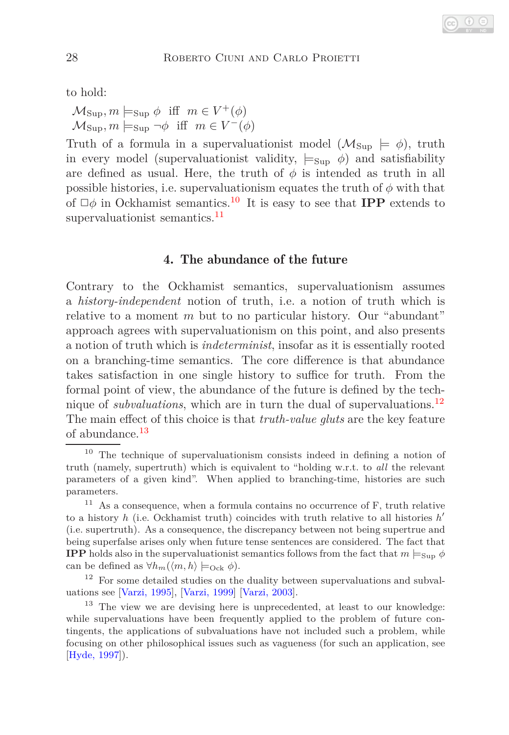to hold:

$\mathcal{M}_{\text{Sup}}, m \models_{\text{Sup}} \phi$ iff $m \in V^+(\phi)$
$\mathcal{M}_{\text{Sup}}, m \models_{\text{Sup}} \neg\phi$ iff $m \in V^-(\phi)$

Truth of a formula in a supervaluationist model ($\mathcal{M}_{\text{Sup}} \models \phi$), truth in every model (supervaluationist validity, $\models_{\text{Sup}} \phi$) and satisfiability are defined as usual. Here, the truth of $\phi$ is intended as truth in all possible histories, i.e. supervaluationism equates the truth of $\phi$ with that of $\Box\phi$ in Ockhamist semantics.[10] It is easy to see that **IPP** extends to supervaluationist semantics.[11]

## 4. The abundance of the future

Contrary to the Ockhamist semantics, supervaluationism assumes a *history-independent* notion of truth, i.e. a notion of truth which is relative to a moment $m$ but to no particular history. Our "abundant" approach agrees with supervaluationism on this point, and also presents a notion of truth which is *indeterminist*, insofar as it is essentially rooted on a branching-time semantics. The core difference is that abundance takes satisfaction in one single history to suffice for truth. From the formal point of view, the abundance of the future is defined by the technique of *subvaluations*, which are in turn the dual of supervaluations.[12] The main effect of this choice is that *truth-value gluts* are the key feature of abundance.[13]

---

[10] The technique of supervaluationism consists indeed in defining a notion of truth (namely, supertruth) which is equivalent to "holding w.r.t. to *all* the relevant parameters of a given kind". When applied to branching-time, histories are such parameters.

[11] As a consequence, when a formula contains no occurrence of F, truth relative to a history $h$ (i.e. Ockhamist truth) coincides with truth relative to all histories $h'$ (i.e. supertruth). As a consequence, the discrepancy between not being supertrue and being superfalse arises only when future tense sentences are considered. The fact that **IPP** holds also in the supervaluationist semantics follows from the fact that $m \models_{\text{Sup}} \phi$ can be defined as $\forall h_m(\langle m, h\rangle \models_{\text{Ock}} \phi)$.

[12] For some detailed studies on the duality between supervaluations and subvaluations see [Varzi, 1995], [Varzi, 1999] [Varzi, 2003].

[13] The view we are devising here is unprecedented, at least to our knowledge: while supervaluations have been frequently applied to the problem of future contingents, the applications of subvaluations have not included such a problem, while focusing on other philosophical issues such as vagueness (for such an application, see [Hyde, 1997]).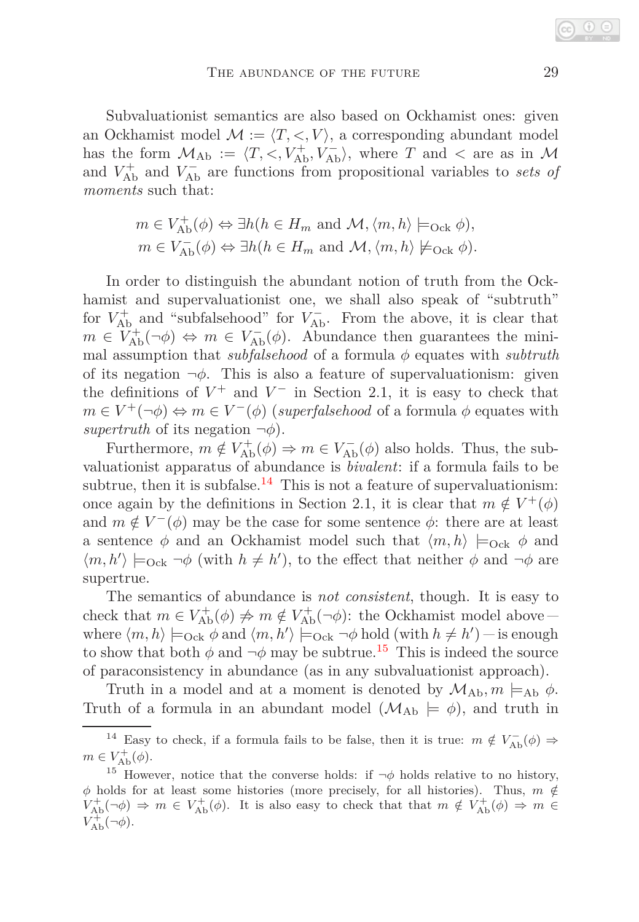Subvaluationist semantics are also based on Ockhamist ones: given an Ockhamist model $\mathcal{M} := \langle T, <, V \rangle$, a corresponding abundant model has the form $\mathcal{M}_{\text{Ab}} := \langle T, <, V^+_{\text{Ab}}, V^-_{\text{Ab}} \rangle$, where $T$ and $<$ are as in $\mathcal{M}$ and $V^+_{\text{Ab}}$ and $V^-_{\text{Ab}}$ are functions from propositional variables to *sets of moments* such that:

$$m \in V^+_{\text{Ab}}(\phi) \Leftrightarrow \exists h (h \in H_m \text{ and } \mathcal{M}, \langle m, h \rangle \models_{\text{Ock}} \phi),$$
$$m \in V^-_{\text{Ab}}(\phi) \Leftrightarrow \exists h (h \in H_m \text{ and } \mathcal{M}, \langle m, h \rangle \not\models_{\text{Ock}} \phi).$$

In order to distinguish the abundant notion of truth from the Ockhamist and supervaluationist one, we shall also speak of "subtruth" for $V^+_{\text{Ab}}$ and "subfalsehood" for $V^-_{\text{Ab}}$. From the above, it is clear that $m \in V^+_{\text{Ab}}(\neg\phi) \Leftrightarrow m \in V^-_{\text{Ab}}(\phi)$. Abundance then guarantees the minimal assumption that *subfalsehood* of a formula $\phi$ equates with *subtruth* of its negation $\neg\phi$. This is also a feature of supervaluationism: given the definitions of $V^+$ and $V^-$ in Section 2.1, it is easy to check that $m \in V^+(\neg\phi) \Leftrightarrow m \in V^-(\phi)$ (*superfalsehood* of a formula $\phi$ equates with *supertruth* of its negation $\neg\phi$).

Furthermore, $m \notin V^+_{\text{Ab}}(\phi) \Rightarrow m \in V^-_{\text{Ab}}(\phi)$ also holds. Thus, the subvaluationist apparatus of abundance is *bivalent*: if a formula fails to be subtrue, then it is subfalse.[14] This is not a feature of supervaluationism: once again by the definitions in Section 2.1, it is clear that $m \notin V^+(\phi)$ and $m \notin V^-(\phi)$ may be the case for some sentence $\phi$: there are at least a sentence $\phi$ and an Ockhamist model such that $\langle m, h \rangle \models_{\text{Ock}} \phi$ and $\langle m, h' \rangle \models_{\text{Ock}} \neg\phi$ (with $h \neq h'$), to the effect that neither $\phi$ and $\neg\phi$ are supertrue.

The semantics of abundance is *not consistent*, though. It is easy to check that $m \in V^+_{\text{Ab}}(\phi) \not\Rightarrow m \notin V^+_{\text{Ab}}(\neg\phi)$: the Ockhamist model above — where $\langle m, h \rangle \models_{\text{Ock}} \phi$ and $\langle m, h' \rangle \models_{\text{Ock}} \neg\phi$ hold (with $h \neq h'$) — is enough to show that both $\phi$ and $\neg\phi$ may be subtrue.[15] This is indeed the source of paraconsistency in abundance (as in any subvaluationist approach).

Truth in a model and at a moment is denoted by $\mathcal{M}_{\text{Ab}}, m \models_{\text{Ab}} \phi$. Truth of a formula in an abundant model ($\mathcal{M}_{\text{Ab}} \models \phi$), and truth in

[14] Easy to check, if a formula fails to be false, then it is true: $m \notin V^-_{\text{Ab}}(\phi) \Rightarrow m \in V^+_{\text{Ab}}(\phi)$.

[15] However, notice that the converse holds: if $\neg\phi$ holds relative to no history, $\phi$ holds for at least some histories (more precisely, for all histories). Thus, $m \notin V^+_{\text{Ab}}(\neg\phi) \Rightarrow m \in V^+_{\text{Ab}}(\phi)$. It is also easy to check that that $m \notin V^+_{\text{Ab}}(\phi) \Rightarrow m \in V^+_{\text{Ab}}(\neg\phi)$.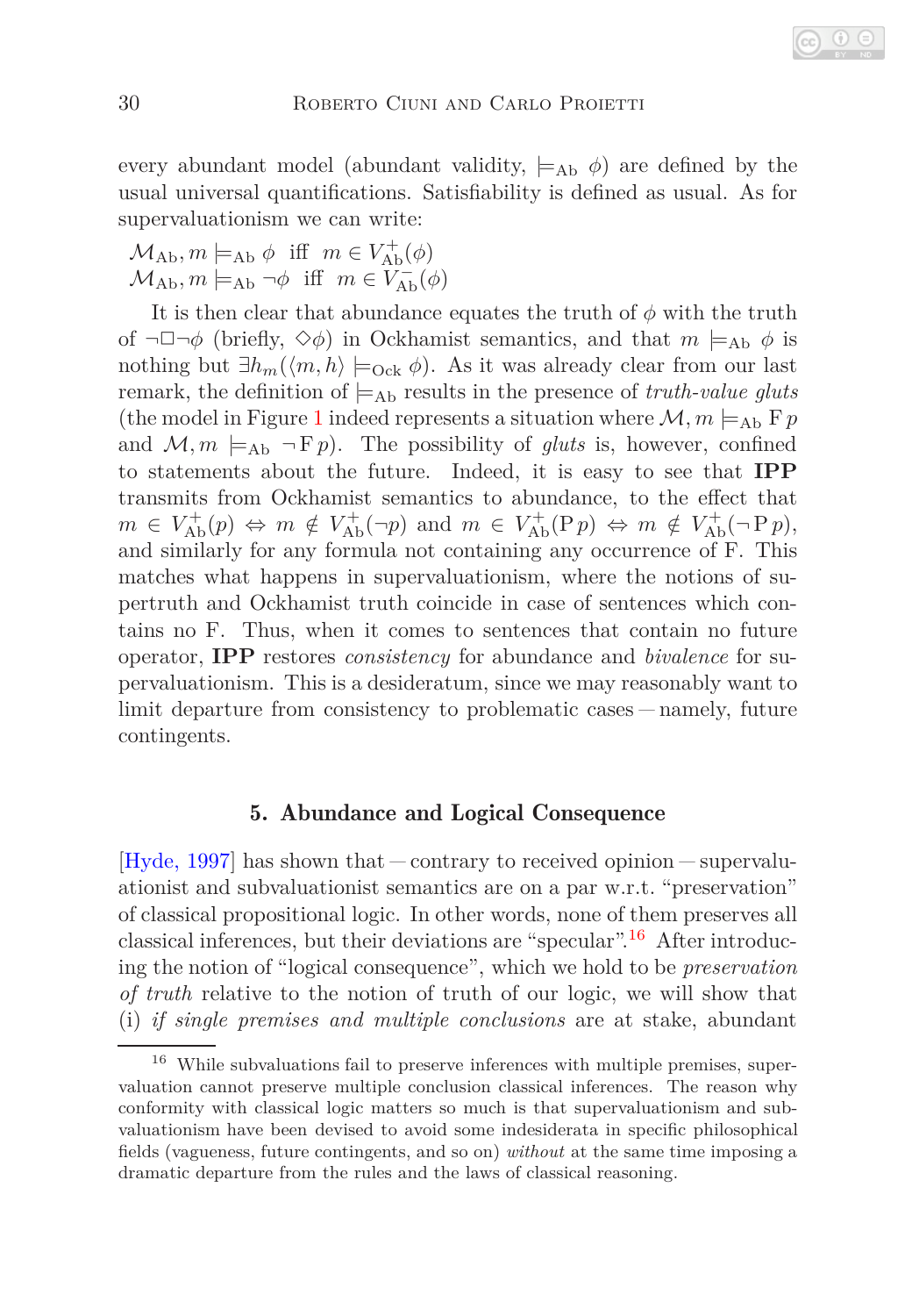every abundant model (abundant validity, $\models_{\mathrm{Ab}} \phi$) are defined by the usual universal quantifications. Satisfiability is defined as usual. As for supervaluationism we can write:

$\mathcal{M}_{\mathrm{Ab}}, m \models_{\mathrm{Ab}} \phi$ iff $m \in V^{+}_{\mathrm{Ab}}(\phi)$
$\mathcal{M}_{\mathrm{Ab}}, m \models_{\mathrm{Ab}} \neg\phi$ iff $m \in V^{-}_{\mathrm{Ab}}(\phi)$

It is then clear that abundance equates the truth of $\phi$ with the truth of $\neg\Box\neg\phi$ (briefly, $\Diamond\phi$) in Ockhamist semantics, and that $m \models_{\mathrm{Ab}} \phi$ is nothing but $\exists h_m(\langle m, h\rangle \models_{\mathrm{Ock}} \phi)$. As it was already clear from our last remark, the definition of $\models_{\mathrm{Ab}}$ results in the presence of *truth-value gluts* (the model in Figure 1 indeed represents a situation where $\mathcal{M}, m \models_{\mathrm{Ab}} \mathrm{F}\, p$ and $\mathcal{M}, m \models_{\mathrm{Ab}} \neg\mathrm{F}\, p$). The possibility of *gluts* is, however, confined to statements about the future. Indeed, it is easy to see that **IPP** transmits from Ockhamist semantics to abundance, to the effect that $m \in V^{+}_{\mathrm{Ab}}(p) \Leftrightarrow m \notin V^{+}_{\mathrm{Ab}}(\neg p)$ and $m \in V^{+}_{\mathrm{Ab}}(\mathrm{P}\, p) \Leftrightarrow m \notin V^{+}_{\mathrm{Ab}}(\neg\mathrm{P}\, p)$, and similarly for any formula not containing any occurrence of F. This matches what happens in supervaluationism, where the notions of supertruth and Ockhamist truth coincide in case of sentences which contains no F. Thus, when it comes to sentences that contain no future operator, **IPP** restores *consistency* for abundance and *bivalence* for supervaluationism. This is a desideratum, since we may reasonably want to limit departure from consistency to problematic cases — namely, future contingents.

## 5. Abundance and Logical Consequence

[Hyde, 1997] has shown that — contrary to received opinion — supervaluationist and subvaluationist semantics are on a par w.r.t. "preservation" of classical propositional logic. In other words, none of them preserves all classical inferences, but their deviations are "specular".[16] After introducing the notion of "logical consequence", which we hold to be *preservation of truth* relative to the notion of truth of our logic, we will show that (i) *if single premises and multiple conclusions* are at stake, abundant

---

[16] While subvaluations fail to preserve inferences with multiple premises, supervaluation cannot preserve multiple conclusion classical inferences. The reason why conformity with classical logic matters so much is that supervaluationism and subvaluationism have been devised to avoid some indesiderata in specific philosophical fields (vagueness, future contingents, and so on) *without* at the same time imposing a dramatic departure from the rules and the laws of classical reasoning.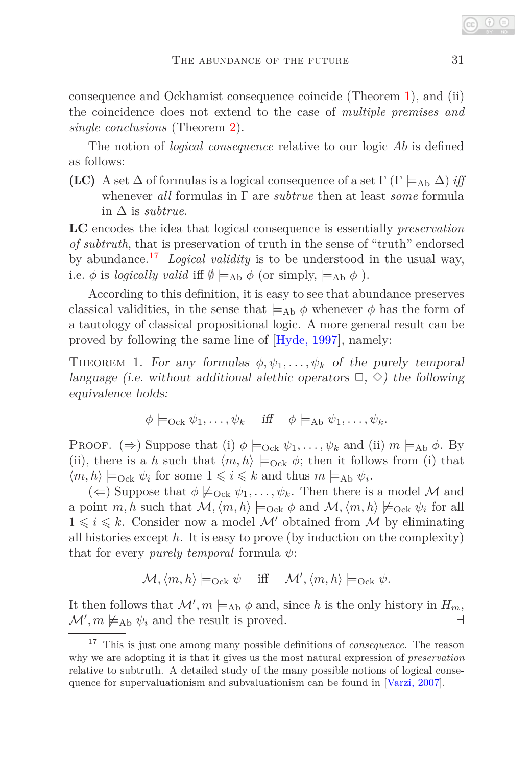consequence and Ockhamist consequence coincide (Theorem 1), and (ii) the coincidence does not extend to the case of *multiple premises and single conclusions* (Theorem 2).

The notion of *logical consequence* relative to our logic *Ab* is defined as follows:

**(LC)** A set $\Delta$ of formulas is a logical consequence of a set $\Gamma$ ($\Gamma \models_{\mathrm{Ab}} \Delta$) *iff* whenever *all* formulas in $\Gamma$ are *subtrue* then at least *some* formula in $\Delta$ is *subtrue*.

**LC** encodes the idea that logical consequence is essentially *preservation of subtruth*, that is preservation of truth in the sense of "truth" endorsed by abundance.[17] *Logical validity* is to be understood in the usual way, i.e. $\phi$ is *logically valid* iff $\emptyset \models_{\mathrm{Ab}} \phi$ (or simply, $\models_{\mathrm{Ab}} \phi$ ).

According to this definition, it is easy to see that abundance preserves classical validities, in the sense that $\models_{\mathrm{Ab}} \phi$ whenever $\phi$ has the form of a tautology of classical propositional logic. A more general result can be proved by following the same line of [Hyde, 1997], namely:

Theorem 1. *For any formulas $\phi, \psi_1, \ldots, \psi_k$ of the purely temporal language (i.e. without additional alethic operators $\Box$, $\Diamond$) the following equivalence holds:*

$$\phi \models_{\mathrm{Ock}} \psi_1, \ldots, \psi_k \quad \textit{iff} \quad \phi \models_{\mathrm{Ab}} \psi_1, \ldots, \psi_k.$$

Proof. ($\Rightarrow$) Suppose that (i) $\phi \models_{\mathrm{Ock}} \psi_1, \ldots, \psi_k$ and (ii) $m \models_{\mathrm{Ab}} \phi$. By (ii), there is a $h$ such that $\langle m, h\rangle \models_{\mathrm{Ock}} \phi$; then it follows from (i) that $\langle m, h\rangle \models_{\mathrm{Ock}} \psi_i$ for some $1 \leqslant i \leqslant k$ and thus $m \models_{\mathrm{Ab}} \psi_i$.

($\Leftarrow$) Suppose that $\phi \not\models_{\mathrm{Ock}} \psi_1, \ldots, \psi_k$. Then there is a model $\mathcal{M}$ and a point $m, h$ such that $\mathcal{M}, \langle m, h\rangle \models_{\mathrm{Ock}} \phi$ and $\mathcal{M}, \langle m, h\rangle \not\models_{\mathrm{Ock}} \psi_i$ for all $1 \leqslant i \leqslant k$. Consider now a model $\mathcal{M}'$ obtained from $\mathcal{M}$ by eliminating all histories except $h$. It is easy to prove (by induction on the complexity) that for every *purely temporal* formula $\psi$:

$$\mathcal{M}, \langle m, h\rangle \models_{\mathrm{Ock}} \psi \quad \text{iff} \quad \mathcal{M}', \langle m, h\rangle \models_{\mathrm{Ock}} \psi.$$

It then follows that $\mathcal{M}', m \models_{\mathrm{Ab}} \phi$ and, since $h$ is the only history in $H_m$, $\mathcal{M}', m \not\models_{\mathrm{Ab}} \psi_i$ and the result is proved. ⊣

[17] This is just one among many possible definitions of *consequence*. The reason why we are adopting it is that it gives us the most natural expression of *preservation* relative to subtruth. A detailed study of the many possible notions of logical consequence for supervaluationism and subvaluationism can be found in [Varzi, 2007].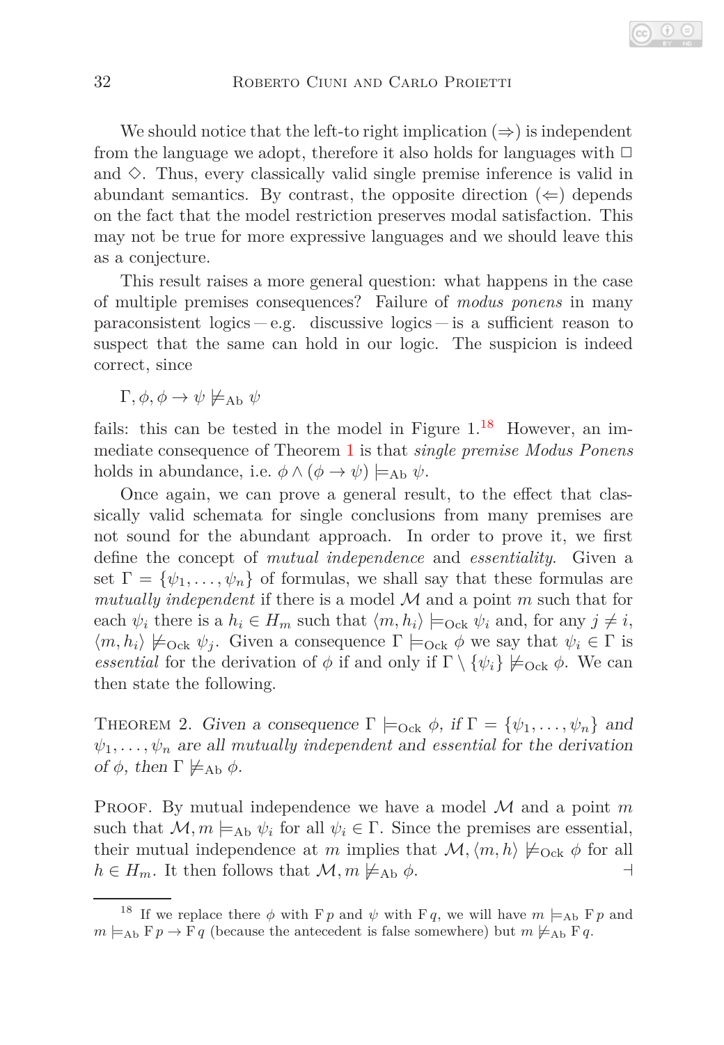We should notice that the left-to right implication ($\Rightarrow$) is independent from the language we adopt, therefore it also holds for languages with $\Box$ and $\Diamond$. Thus, every classically valid single premise inference is valid in abundant semantics. By contrast, the opposite direction ($\Leftarrow$) depends on the fact that the model restriction preserves modal satisfaction. This may not be true for more expressive languages and we should leave this as a conjecture.

This result raises a more general question: what happens in the case of multiple premises consequences? Failure of *modus ponens* in many paraconsistent logics — e.g. discussive logics — is a sufficient reason to suspect that the same can hold in our logic. The suspicion is indeed correct, since

$$\Gamma, \phi, \phi \rightarrow \psi \not\models_{\text{Ab}} \psi$$

fails: this can be tested in the model in Figure 1.[18] However, an immediate consequence of Theorem 1 is that *single premise Modus Ponens* holds in abundance, i.e. $\phi \wedge (\phi \rightarrow \psi) \models_{\text{Ab}} \psi$.

Once again, we can prove a general result, to the effect that classically valid schemata for single conclusions from many premises are not sound for the abundant approach. In order to prove it, we first define the concept of *mutual independence* and *essentiality*. Given a set $\Gamma = \{\psi_1, \ldots, \psi_n\}$ of formulas, we shall say that these formulas are *mutually independent* if there is a model $\mathcal{M}$ and a point $m$ such that for each $\psi_i$ there is a $h_i \in H_m$ such that $\langle m, h_i \rangle \models_{\text{Ock}} \psi_i$ and, for any $j \neq i$, $\langle m, h_i \rangle \not\models_{\text{Ock}} \psi_j$. Given a consequence $\Gamma \models_{\text{Ock}} \phi$ we say that $\psi_i \in \Gamma$ is *essential* for the derivation of $\phi$ if and only if $\Gamma \setminus \{\psi_i\} \not\models_{\text{Ock}} \phi$. We can then state the following.

THEOREM 2. *Given a consequence $\Gamma \models_{\text{Ock}} \phi$, if $\Gamma = \{\psi_1, \ldots, \psi_n\}$ and $\psi_1, \ldots, \psi_n$ are all mutually independent and essential for the derivation of $\phi$, then $\Gamma \not\models_{\text{Ab}} \phi$.*

PROOF. By mutual independence we have a model $\mathcal{M}$ and a point $m$ such that $\mathcal{M}, m \models_{\text{Ab}} \psi_i$ for all $\psi_i \in \Gamma$. Since the premises are essential, their mutual independence at $m$ implies that $\mathcal{M}, \langle m, h \rangle \not\models_{\text{Ock}} \phi$ for all $h \in H_m$. It then follows that $\mathcal{M}, m \not\models_{\text{Ab}} \phi$. $\dashv$

[18] If we replace there $\phi$ with $\text{F}\, p$ and $\psi$ with $\text{F}\, q$, we will have $m \models_{\text{Ab}} \text{F}\, p$ and $m \models_{\text{Ab}} \text{F}\, p \rightarrow \text{F}\, q$ (because the antecedent is false somewhere) but $m \not\models_{\text{Ab}} \text{F}\, q$.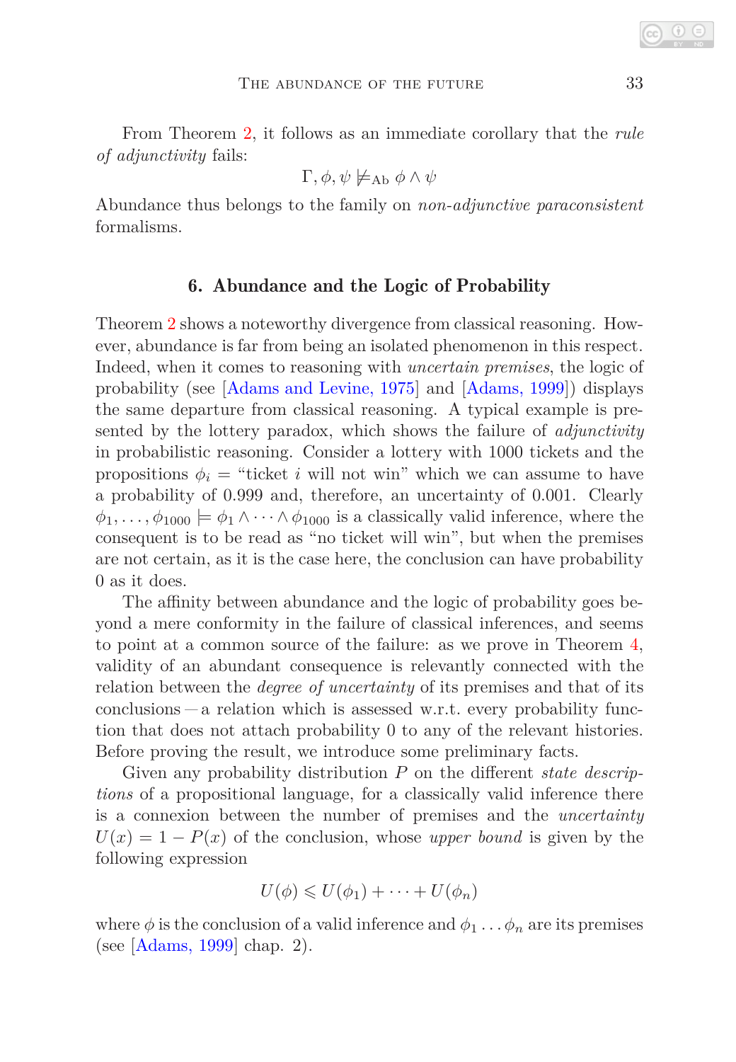From Theorem 2, it follows as an immediate corollary that the *rule of adjunctivity* fails:

$$\Gamma, \phi, \psi \not\models_{\mathrm{Ab}} \phi \wedge \psi$$

Abundance thus belongs to the family on *non-adjunctive paraconsistent* formalisms.

## 6. Abundance and the Logic of Probability

Theorem 2 shows a noteworthy divergence from classical reasoning. However, abundance is far from being an isolated phenomenon in this respect. Indeed, when it comes to reasoning with *uncertain premises*, the logic of probability (see [Adams and Levine, 1975] and [Adams, 1999]) displays the same departure from classical reasoning. A typical example is presented by the lottery paradox, which shows the failure of *adjunctivity* in probabilistic reasoning. Consider a lottery with 1000 tickets and the propositions $\phi_i$ = "ticket $i$ will not win" which we can assume to have a probability of 0.999 and, therefore, an uncertainty of 0.001. Clearly $\phi_1, \ldots, \phi_{1000} \models \phi_1 \wedge \cdots \wedge \phi_{1000}$ is a classically valid inference, where the consequent is to be read as "no ticket will win", but when the premises are not certain, as it is the case here, the conclusion can have probability 0 as it does.

The affinity between abundance and the logic of probability goes beyond a mere conformity in the failure of classical inferences, and seems to point at a common source of the failure: as we prove in Theorem 4, validity of an abundant consequence is relevantly connected with the relation between the *degree of uncertainty* of its premises and that of its conclusions — a relation which is assessed w.r.t. every probability function that does not attach probability 0 to any of the relevant histories. Before proving the result, we introduce some preliminary facts.

Given any probability distribution $P$ on the different *state descriptions* of a propositional language, for a classically valid inference there is a connexion between the number of premises and the *uncertainty* $U(x) = 1 - P(x)$ of the conclusion, whose *upper bound* is given by the following expression

$$U(\phi) \leqslant U(\phi_1) + \cdots + U(\phi_n)$$

where $\phi$ is the conclusion of a valid inference and $\phi_1 \ldots \phi_n$ are its premises (see [Adams, 1999] chap. 2).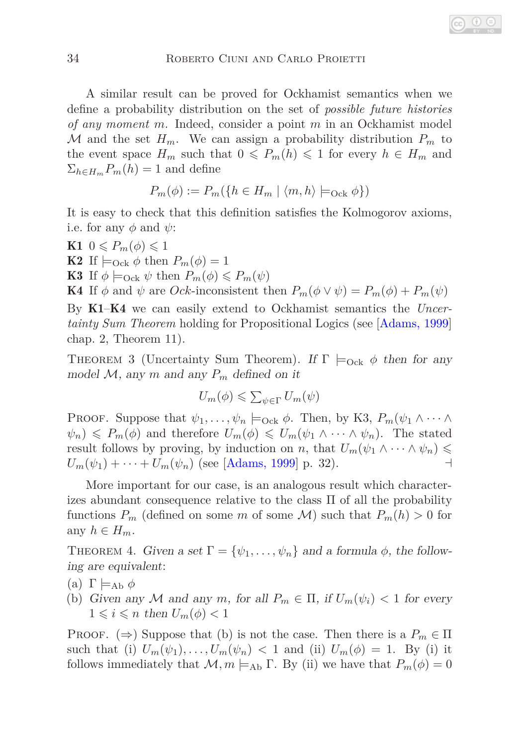A similar result can be proved for Ockhamist semantics when we define a probability distribution on the set of *possible future histories of any moment* $m$. Indeed, consider a point $m$ in an Ockhamist model $\mathcal{M}$ and the set $H_m$. We can assign a probability distribution $P_m$ to the event space $H_m$ such that $0 \leqslant P_m(h) \leqslant 1$ for every $h \in H_m$ and $\Sigma_{h \in H_m} P_m(h) = 1$ and define

$$P_m(\phi) := P_m(\{h \in H_m \mid \langle m, h\rangle \models_{\text{Ock}} \phi\})$$

It is easy to check that this definition satisfies the Kolmogorov axioms, i.e. for any $\phi$ and $\psi$:

**K1** $0 \leqslant P_m(\phi) \leqslant 1$
**K2** If $\models_{\text{Ock}} \phi$ then $P_m(\phi) = 1$
**K3** If $\phi \models_{\text{Ock}} \psi$ then $P_m(\phi) \leqslant P_m(\psi)$
**K4** If $\phi$ and $\psi$ are *Ock*-inconsistent then $P_m(\phi \vee \psi) = P_m(\phi) + P_m(\psi)$

By **K1**–**K4** we can easily extend to Ockhamist semantics the *Uncertainty Sum Theorem* holding for Propositional Logics (see [Adams, 1999] chap. 2, Theorem 11).

Theorem 3 (Uncertainty Sum Theorem). *If* $\Gamma \models_{\text{Ock}} \phi$ *then for any model* $\mathcal{M}$*, any* $m$ *and any* $P_m$ *defined on it*

$$U_m(\phi) \leqslant \sum_{\psi \in \Gamma} U_m(\psi)$$

Proof. Suppose that $\psi_1, \ldots, \psi_n \models_{\text{Ock}} \phi$. Then, by K3, $P_m(\psi_1 \wedge \cdots \wedge \psi_n) \leqslant P_m(\phi)$ and therefore $U_m(\phi) \leqslant U_m(\psi_1 \wedge \cdots \wedge \psi_n)$. The stated result follows by proving, by induction on $n$, that $U_m(\psi_1 \wedge \cdots \wedge \psi_n) \leqslant U_m(\psi_1) + \cdots + U_m(\psi_n)$ (see [Adams, 1999] p. 32). ⊣

More important for our case, is an analogous result which characterizes abundant consequence relative to the class $\Pi$ of all the probability functions $P_m$ (defined on some $m$ of some $\mathcal{M}$) such that $P_m(h) > 0$ for any $h \in H_m$.

Theorem 4. *Given a set* $\Gamma = \{\psi_1, \ldots, \psi_n\}$ *and a formula* $\phi$*, the following are equivalent*:

(a) $\Gamma \models_{\text{Ab}} \phi$
(b) *Given any* $\mathcal{M}$ *and any* $m$*, for all* $P_m \in \Pi$*, if* $U_m(\psi_i) < 1$ *for every* $1 \leqslant i \leqslant n$ *then* $U_m(\phi) < 1$

Proof. ($\Rightarrow$) Suppose that (b) is not the case. Then there is a $P_m \in \Pi$ such that (i) $U_m(\psi_1), \ldots, U_m(\psi_n) < 1$ and (ii) $U_m(\phi) = 1$. By (i) it follows immediately that $\mathcal{M}, m \models_{\text{Ab}} \Gamma$. By (ii) we have that $P_m(\phi) = 0$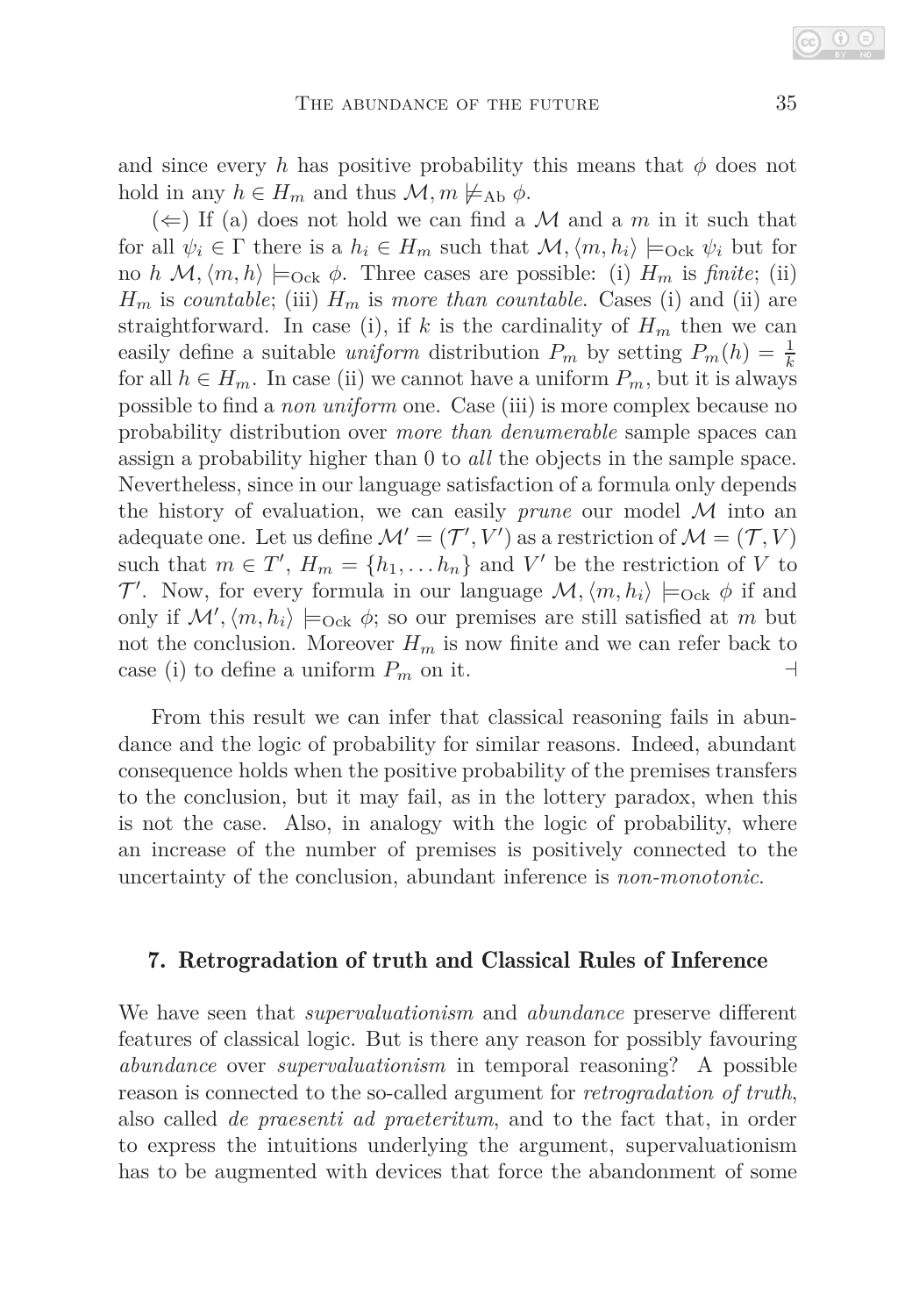and since every $h$ has positive probability this means that $\phi$ does not hold in any $h \in H_m$ and thus $\mathcal{M}, m \not\models_{\text{Ab}} \phi$.

($\Leftarrow$) If (a) does not hold we can find a $\mathcal{M}$ and a $m$ in it such that for all $\psi_i \in \Gamma$ there is a $h_i \in H_m$ such that $\mathcal{M}, \langle m, h_i \rangle \models_{\text{Ock}} \psi_i$ but for no $h$ $\mathcal{M}, \langle m, h \rangle \models_{\text{Ock}} \phi$. Three cases are possible: (i) $H_m$ is *finite*; (ii) $H_m$ is *countable*; (iii) $H_m$ is *more than countable*. Cases (i) and (ii) are straightforward. In case (i), if $k$ is the cardinality of $H_m$ then we can easily define a suitable *uniform* distribution $P_m$ by setting $P_m(h) = \frac{1}{k}$ for all $h \in H_m$. In case (ii) we cannot have a uniform $P_m$, but it is always possible to find a *non uniform* one. Case (iii) is more complex because no probability distribution over *more than denumerable* sample spaces can assign a probability higher than 0 to *all* the objects in the sample space. Nevertheless, since in our language satisfaction of a formula only depends the history of evaluation, we can easily *prune* our model $\mathcal{M}$ into an adequate one. Let us define $\mathcal{M}' = (\mathcal{T}', V')$ as a restriction of $\mathcal{M} = (\mathcal{T}, V)$ such that $m \in T'$, $H_m = \{h_1, \ldots h_n\}$ and $V'$ be the restriction of $V$ to $\mathcal{T}'$. Now, for every formula in our language $\mathcal{M}, \langle m, h_i \rangle \models_{\text{Ock}} \phi$ if and only if $\mathcal{M}', \langle m, h_i \rangle \models_{\text{Ock}} \phi$; so our premises are still satisfied at $m$ but not the conclusion. Moreover $H_m$ is now finite and we can refer back to case (i) to define a uniform $P_m$ on it. $\dashv$

From this result we can infer that classical reasoning fails in abundance and the logic of probability for similar reasons. Indeed, abundant consequence holds when the positive probability of the premises transfers to the conclusion, but it may fail, as in the lottery paradox, when this is not the case. Also, in analogy with the logic of probability, where an increase of the number of premises is positively connected to the uncertainty of the conclusion, abundant inference is *non-monotonic*.

## 7. Retrogradation of truth and Classical Rules of Inference

We have seen that *supervaluationism* and *abundance* preserve different features of classical logic. But is there any reason for possibly favouring *abundance* over *supervaluationism* in temporal reasoning? A possible reason is connected to the so-called argument for *retrogradation of truth*, also called *de praesenti ad praeteritum*, and to the fact that, in order to express the intuitions underlying the argument, supervaluationism has to be augmented with devices that force the abandonment of some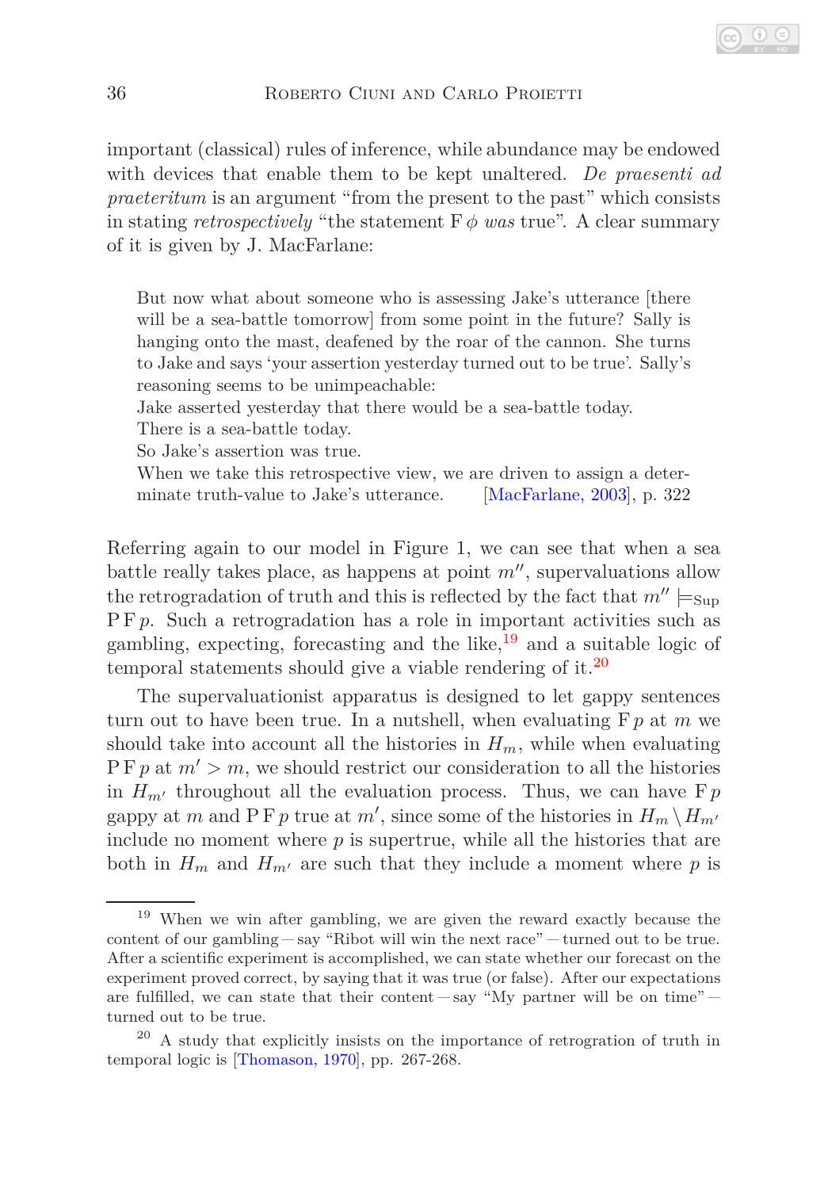important (classical) rules of inference, while abundance may be endowed with devices that enable them to be kept unaltered. *De praesenti ad praeteritum* is an argument "from the present to the past" which consists in stating *retrospectively* "the statement $\mathrm{F}\,\phi$ *was* true". A clear summary of it is given by J. MacFarlane:

> But now what about someone who is assessing Jake's utterance [there will be a sea-battle tomorrow] from some point in the future? Sally is hanging onto the mast, deafened by the roar of the cannon. She turns to Jake and says 'your assertion yesterday turned out to be true'. Sally's reasoning seems to be unimpeachable:
> Jake asserted yesterday that there would be a sea-battle today.
> There is a sea-battle today.
> So Jake's assertion was true.
> When we take this retrospective view, we are driven to assign a determinate truth-value to Jake's utterance. [MacFarlane, 2003], p. 322

Referring again to our model in Figure 1, we can see that when a sea battle really takes place, as happens at point $m''$, supervaluations allow the retrogradation of truth and this is reflected by the fact that $m'' \models_{\mathrm{Sup}} \mathrm{P}\,\mathrm{F}\,p$. Such a retrogradation has a role in important activities such as gambling, expecting, forecasting and the like,[19] and a suitable logic of temporal statements should give a viable rendering of it.[20]

The supervaluationist apparatus is designed to let gappy sentences turn out to have been true. In a nutshell, when evaluating $\mathrm{F}\,p$ at $m$ we should take into account all the histories in $H_m$, while when evaluating $\mathrm{P}\,\mathrm{F}\,p$ at $m' > m$, we should restrict our consideration to all the histories in $H_{m'}$ throughout all the evaluation process. Thus, we can have $\mathrm{F}\,p$ gappy at $m$ and $\mathrm{P}\,\mathrm{F}\,p$ true at $m'$, since some of the histories in $H_m \setminus H_{m'}$ include no moment where $p$ is supertrue, while all the histories that are both in $H_m$ and $H_{m'}$ are such that they include a moment where $p$ is

---

[19] When we win after gambling, we are given the reward exactly because the content of our gambling — say "Ribot will win the next race" — turned out to be true. After a scientific experiment is accomplished, we can state whether our forecast on the experiment proved correct, by saying that it was true (or false). After our expectations are fulfilled, we can state that their content — say "My partner will be on time" — turned out to be true.

[20] A study that explicitly insists on the importance of retrogration of truth in temporal logic is [Thomason, 1970], pp. 267-268.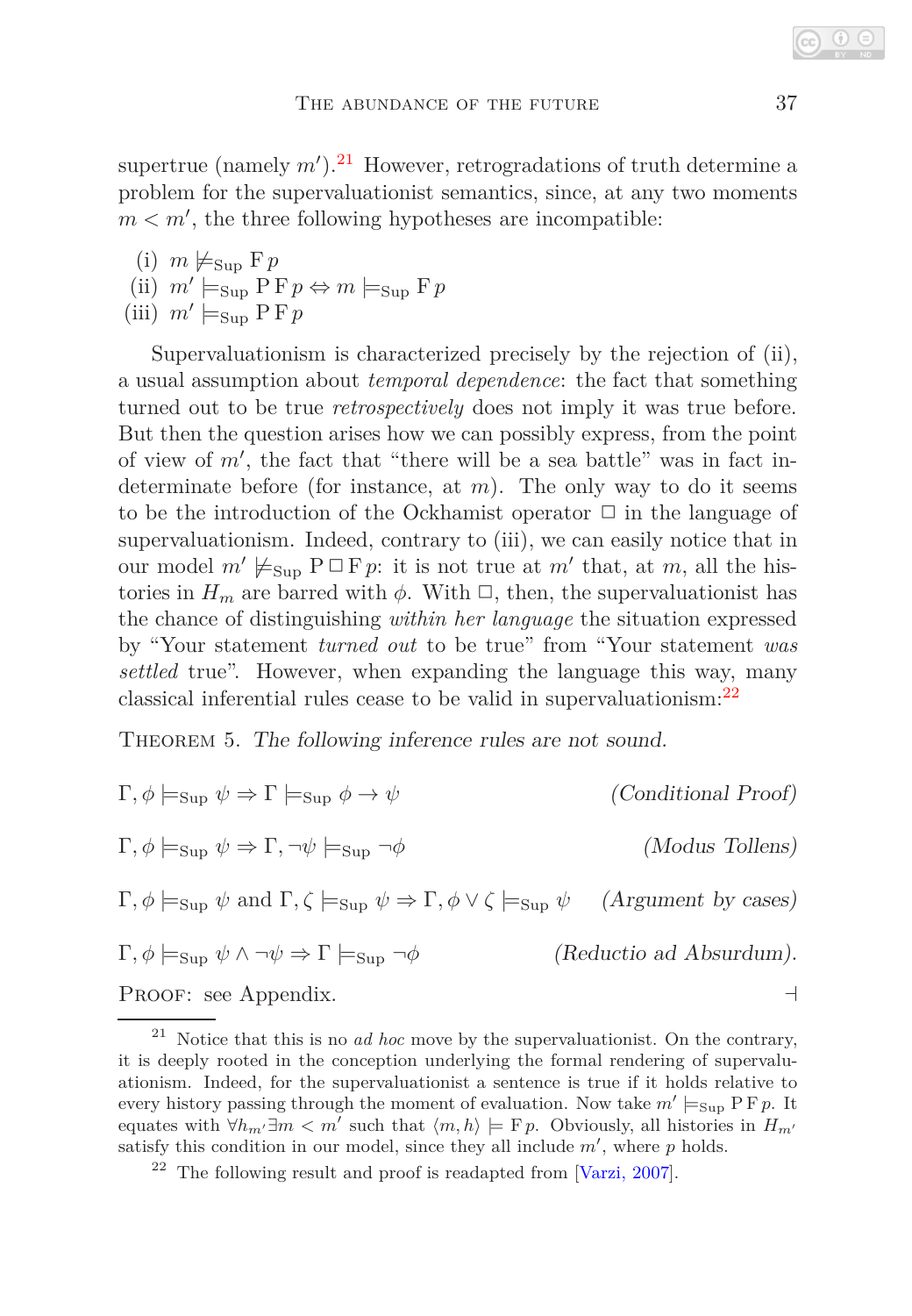supertrue (namely $m'$).[21] However, retrogradations of truth determine a problem for the supervaluationist semantics, since, at any two moments $m < m'$, the three following hypotheses are incompatible:

(i) $m \not\models_{\text{Sup}} \mathrm{F}\, p$
(ii) $m' \models_{\text{Sup}} \mathrm{P}\,\mathrm{F}\, p \Leftrightarrow m \models_{\text{Sup}} \mathrm{F}\, p$
(iii) $m' \models_{\text{Sup}} \mathrm{P}\,\mathrm{F}\, p$

Supervaluationism is characterized precisely by the rejection of (ii), a usual assumption about *temporal dependence*: the fact that something turned out to be true *retrospectively* does not imply it was true before. But then the question arises how we can possibly express, from the point of view of $m'$, the fact that "there will be a sea battle" was in fact indeterminate before (for instance, at $m$). The only way to do it seems to be the introduction of the Ockhamist operator $\Box$ in the language of supervaluationism. Indeed, contrary to (iii), we can easily notice that in our model $m' \not\models_{\text{Sup}} \mathrm{P}\,\Box\,\mathrm{F}\, p$: it is not true at $m'$ that, at $m$, all the histories in $H_m$ are barred with $\phi$. With $\Box$, then, the supervaluationist has the chance of distinguishing *within her language* the situation expressed by "Your statement *turned out* to be true" from "Your statement *was settled* true". However, when expanding the language this way, many classical inferential rules cease to be valid in supervaluationism:[22]

THEOREM 5. *The following inference rules are not sound.*

$$\Gamma, \phi \models_{\text{Sup}} \psi \Rightarrow \Gamma \models_{\text{Sup}} \phi \to \psi \qquad \textit{(Conditional Proof)}$$

$$\Gamma, \phi \models_{\text{Sup}} \psi \Rightarrow \Gamma, \neg\psi \models_{\text{Sup}} \neg\phi \qquad \textit{(Modus Tollens)}$$

$$\Gamma, \phi \models_{\text{Sup}} \psi \text{ and } \Gamma, \zeta \models_{\text{Sup}} \psi \Rightarrow \Gamma, \phi \vee \zeta \models_{\text{Sup}} \psi \qquad \textit{(Argument by cases)}$$

$$\Gamma, \phi \models_{\text{Sup}} \psi \wedge \neg\psi \Rightarrow \Gamma \models_{\text{Sup}} \neg\phi \qquad \textit{(Reductio ad Absurdum)}.$$

PROOF: see Appendix. ⊣

[21] Notice that this is no *ad hoc* move by the supervaluationist. On the contrary, it is deeply rooted in the conception underlying the formal rendering of supervaluationism. Indeed, for the supervaluationist a sentence is true if it holds relative to every history passing through the moment of evaluation. Now take $m' \models_{\text{Sup}} \mathrm{P}\,\mathrm{F}\, p$. It equates with $\forall h_{m'} \exists m < m'$ such that $\langle m, h \rangle \models \mathrm{F}\, p$. Obviously, all histories in $H_{m'}$ satisfy this condition in our model, since they all include $m'$, where $p$ holds.

[22] The following result and proof is readapted from [Varzi, 2007].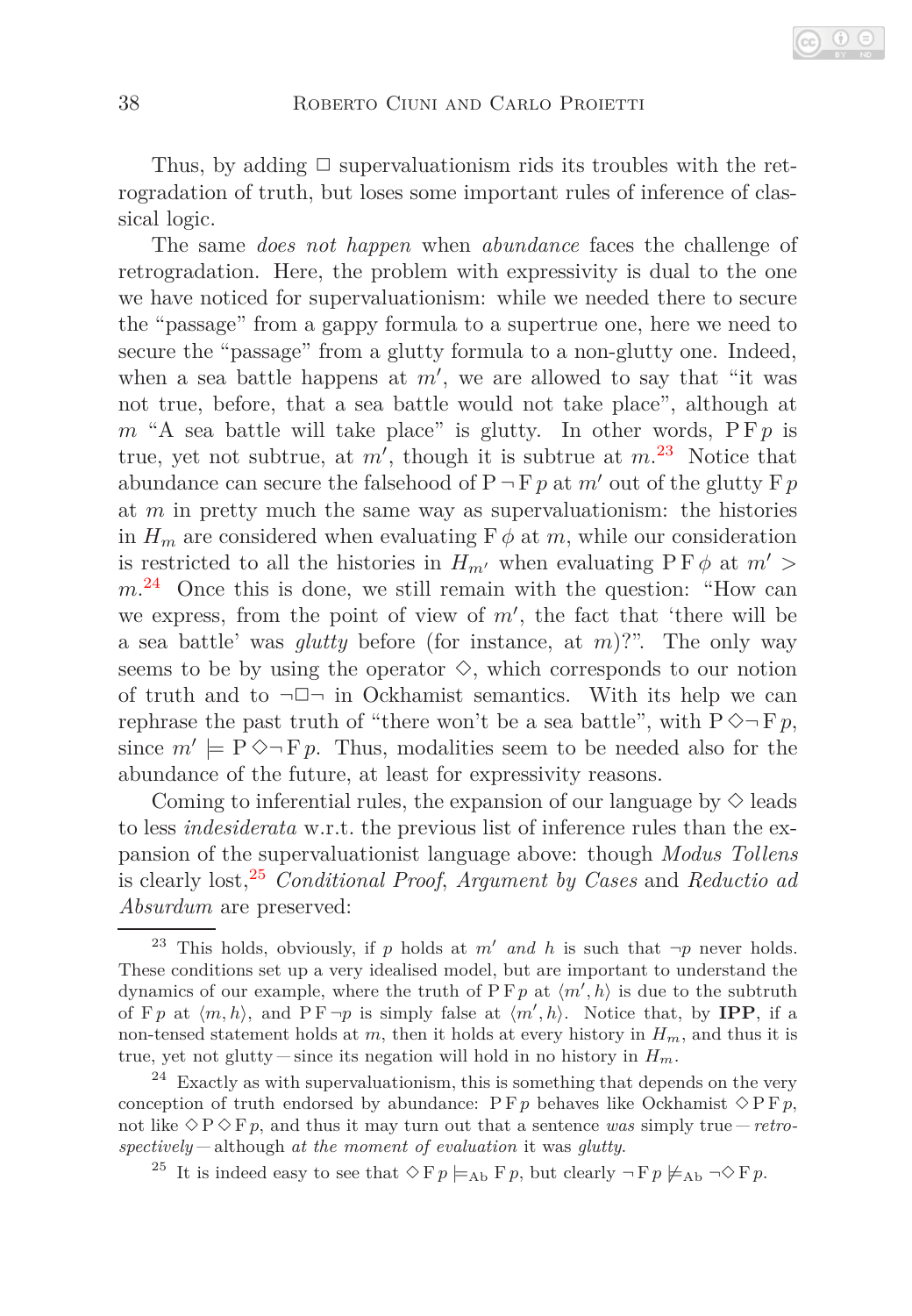Thus, by adding $\Box$ supervaluationism rids its troubles with the retrogradation of truth, but loses some important rules of inference of classical logic.

The same *does not happen* when *abundance* faces the challenge of retrogradation. Here, the problem with expressivity is dual to the one we have noticed for supervaluationism: while we needed there to secure the "passage" from a gappy formula to a supertrue one, here we need to secure the "passage" from a glutty formula to a non-glutty one. Indeed, when a sea battle happens at $m'$, we are allowed to say that "it was not true, before, that a sea battle would not take place", although at $m$ "A sea battle will take place" is glutty. In other words, $\mathrm{P}\,\mathrm{F}\,p$ is true, yet not subtrue, at $m'$, though it is subtrue at $m$.[23] Notice that abundance can secure the falsehood of $\mathrm{P}\,\neg\,\mathrm{F}\,p$ at $m'$ out of the glutty $\mathrm{F}\,p$ at $m$ in pretty much the same way as supervaluationism: the histories in $H_m$ are considered when evaluating $\mathrm{F}\,\phi$ at $m$, while our consideration is restricted to all the histories in $H_{m'}$ when evaluating $\mathrm{P}\,\mathrm{F}\,\phi$ at $m' > m$.[24] Once this is done, we still remain with the question: "How can we express, from the point of view of $m'$, the fact that 'there will be a sea battle' was *glutty* before (for instance, at $m$)?". The only way seems to be by using the operator $\Diamond$, which corresponds to our notion of truth and to $\neg\Box\neg$ in Ockhamist semantics. With its help we can rephrase the past truth of "there won't be a sea battle", with $\mathrm{P}\,\Diamond\neg\,\mathrm{F}\,p$, since $m' \models \mathrm{P}\,\Diamond\neg\,\mathrm{F}\,p$. Thus, modalities seem to be needed also for the abundance of the future, at least for expressivity reasons.

Coming to inferential rules, the expansion of our language by $\Diamond$ leads to less *indesiderata* w.r.t. the previous list of inference rules than the expansion of the supervaluationist language above: though *Modus Tollens* is clearly lost,[25] *Conditional Proof*, *Argument by Cases* and *Reductio ad Absurdum* are preserved:

---

[23] This holds, obviously, if $p$ holds at $m'$ *and* $h$ is such that $\neg p$ never holds. These conditions set up a very idealised model, but are important to understand the dynamics of our example, where the truth of $\mathrm{P}\,\mathrm{F}\,p$ at $\langle m', h\rangle$ is due to the subtruth of $\mathrm{F}\,p$ at $\langle m, h\rangle$, and $\mathrm{P}\,\mathrm{F}\,\neg p$ is simply false at $\langle m', h\rangle$. Notice that, by **IPP**, if a non-tensed statement holds at $m$, then it holds at every history in $H_m$, and thus it is true, yet not glutty — since its negation will hold in no history in $H_m$.

[24] Exactly as with supervaluationism, this is something that depends on the very conception of truth endorsed by abundance: $\mathrm{P}\,\mathrm{F}\,p$ behaves like Ockhamist $\Diamond\,\mathrm{P}\,\mathrm{F}\,p$, not like $\Diamond\,\mathrm{P}\,\Diamond\,\mathrm{F}\,p$, and thus it may turn out that a sentence *was* simply true — *retrospectively* — although *at the moment of evaluation* it was *glutty*.

[25] It is indeed easy to see that $\Diamond\,\mathrm{F}\,p \models_{\mathrm{Ab}} \mathrm{F}\,p$, but clearly $\neg\,\mathrm{F}\,p \not\models_{\mathrm{Ab}} \neg\Diamond\,\mathrm{F}\,p$.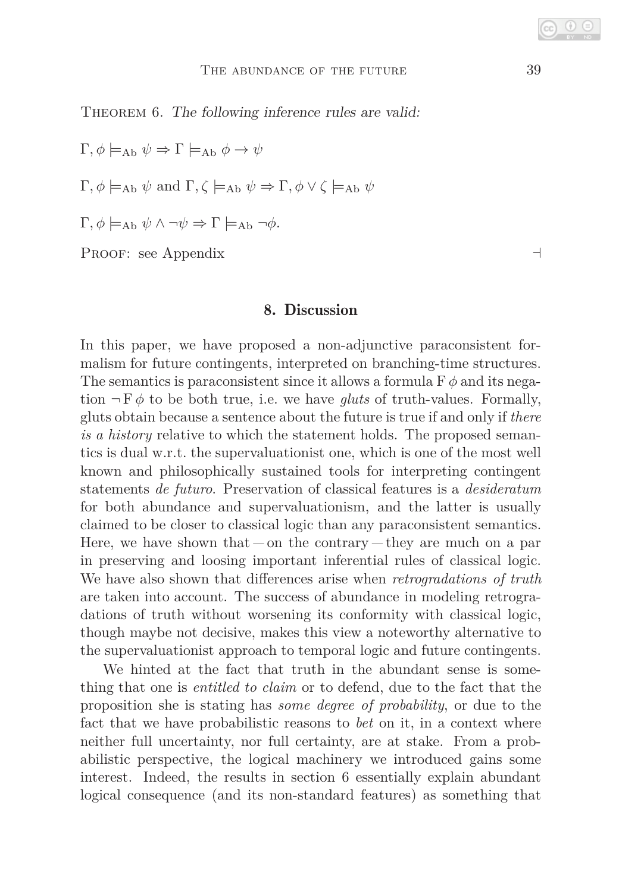Theorem 6. *The following inference rules are valid:*

$\Gamma, \phi \models_{\text{Ab}} \psi \Rightarrow \Gamma \models_{\text{Ab}} \phi \to \psi$

$\Gamma, \phi \models_{\text{Ab}} \psi$ and $\Gamma, \zeta \models_{\text{Ab}} \psi \Rightarrow \Gamma, \phi \vee \zeta \models_{\text{Ab}} \psi$

$\Gamma, \phi \models_{\text{Ab}} \psi \wedge \neg\psi \Rightarrow \Gamma \models_{\text{Ab}} \neg\phi.$

Proof: see Appendix $\dashv$

## 8. Discussion

In this paper, we have proposed a non-adjunctive paraconsistent formalism for future contingents, interpreted on branching-time structures. The semantics is paraconsistent since it allows a formula $\mathrm{F}\,\phi$ and its negation $\neg\,\mathrm{F}\,\phi$ to be both true, i.e. we have *gluts* of truth-values. Formally, gluts obtain because a sentence about the future is true if and only if *there is a history* relative to which the statement holds. The proposed semantics is dual w.r.t. the supervaluationist one, which is one of the most well known and philosophically sustained tools for interpreting contingent statements *de futuro*. Preservation of classical features is a *desideratum* for both abundance and supervaluationism, and the latter is usually claimed to be closer to classical logic than any paraconsistent semantics. Here, we have shown that — on the contrary — they are much on a par in preserving and loosing important inferential rules of classical logic. We have also shown that differences arise when *retrogradations of truth* are taken into account. The success of abundance in modeling retrogradations of truth without worsening its conformity with classical logic, though maybe not decisive, makes this view a noteworthy alternative to the supervaluationist approach to temporal logic and future contingents.

We hinted at the fact that truth in the abundant sense is something that one is *entitled to claim* or to defend, due to the fact that the proposition she is stating has *some degree of probability*, or due to the fact that we have probabilistic reasons to *bet* on it, in a context where neither full uncertainty, nor full certainty, are at stake. From a probabilistic perspective, the logical machinery we introduced gains some interest. Indeed, the results in section 6 essentially explain abundant logical consequence (and its non-standard features) as something that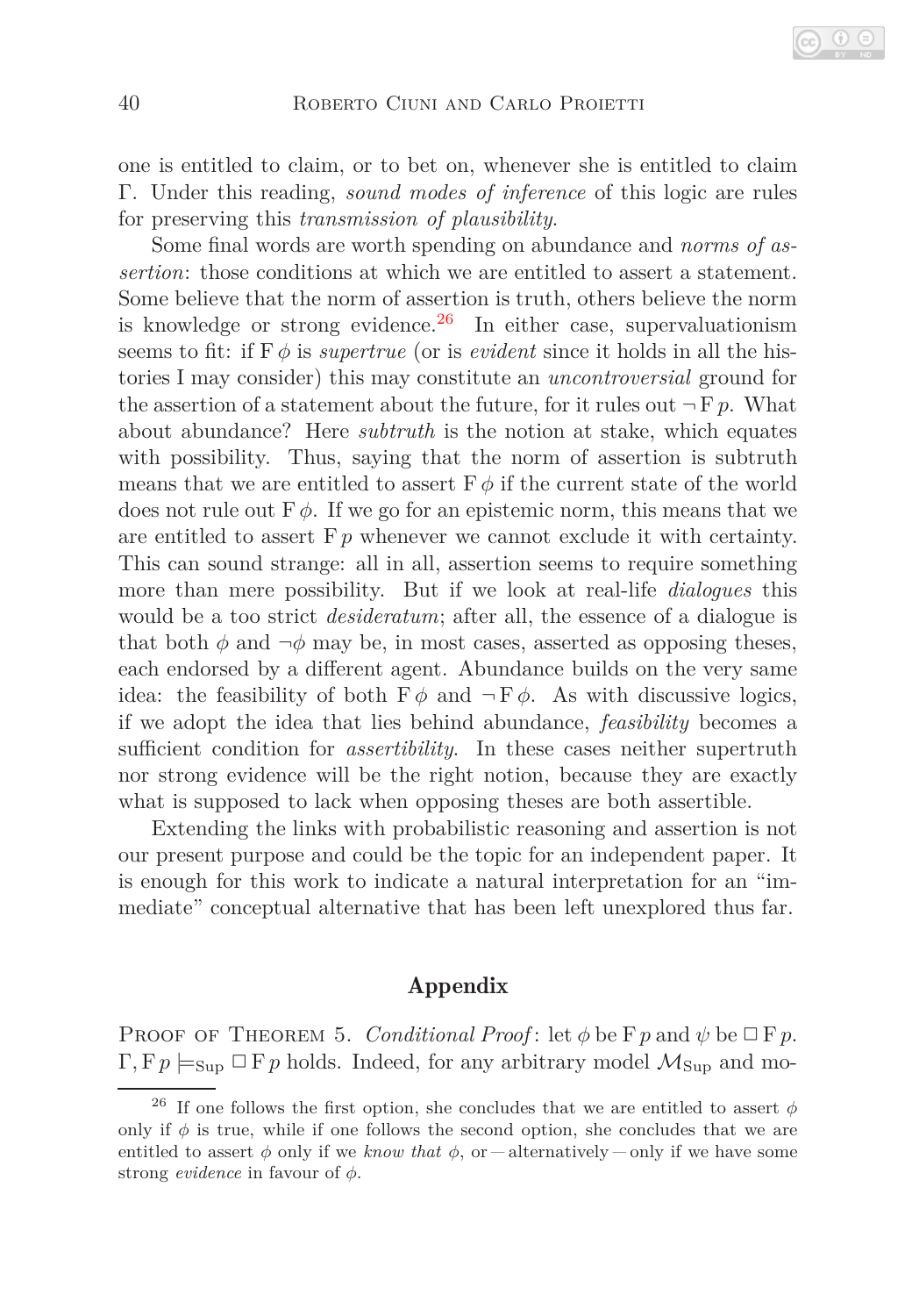one is entitled to claim, or to bet on, whenever she is entitled to claim $\Gamma$. Under this reading, *sound modes of inference* of this logic are rules for preserving this *transmission of plausibility*.

Some final words are worth spending on abundance and *norms of assertion*: those conditions at which we are entitled to assert a statement. Some believe that the norm of assertion is truth, others believe the norm is knowledge or strong evidence.[26] In either case, supervaluationism seems to fit: if $\mathrm{F}\,\phi$ is *supertrue* (or is *evident* since it holds in all the histories I may consider) this may constitute an *uncontroversial* ground for the assertion of a statement about the future, for it rules out $\neg\,\mathrm{F}\,p$. What about abundance? Here *subtruth* is the notion at stake, which equates with possibility. Thus, saying that the norm of assertion is subtruth means that we are entitled to assert $\mathrm{F}\,\phi$ if the current state of the world does not rule out $\mathrm{F}\,\phi$. If we go for an epistemic norm, this means that we are entitled to assert $\mathrm{F}\,p$ whenever we cannot exclude it with certainty. This can sound strange: all in all, assertion seems to require something more than mere possibility. But if we look at real-life *dialogues* this would be a too strict *desideratum*; after all, the essence of a dialogue is that both $\phi$ and $\neg\phi$ may be, in most cases, asserted as opposing theses, each endorsed by a different agent. Abundance builds on the very same idea: the feasibility of both $\mathrm{F}\,\phi$ and $\neg\,\mathrm{F}\,\phi$. As with discussive logics, if we adopt the idea that lies behind abundance, *feasibility* becomes a sufficient condition for *assertibility*. In these cases neither supertruth nor strong evidence will be the right notion, because they are exactly what is supposed to lack when opposing theses are both assertible.

Extending the links with probabilistic reasoning and assertion is not our present purpose and could be the topic for an independent paper. It is enough for this work to indicate a natural interpretation for an "immediate" conceptual alternative that has been left unexplored thus far.

## Appendix

Proof of Theorem 5. *Conditional Proof*: let $\phi$ be $\mathrm{F}\,p$ and $\psi$ be $\Box\,\mathrm{F}\,p$. $\Gamma, \mathrm{F}\,p \models_{\mathrm{Sup}} \Box\,\mathrm{F}\,p$ holds. Indeed, for any arbitrary model $\mathcal{M}_{\mathrm{Sup}}$ and mo-

[26] If one follows the first option, she concludes that we are entitled to assert $\phi$ only if $\phi$ is true, while if one follows the second option, she concludes that we are entitled to assert $\phi$ only if we *know that* $\phi$, or — alternatively — only if we have some strong *evidence* in favour of $\phi$.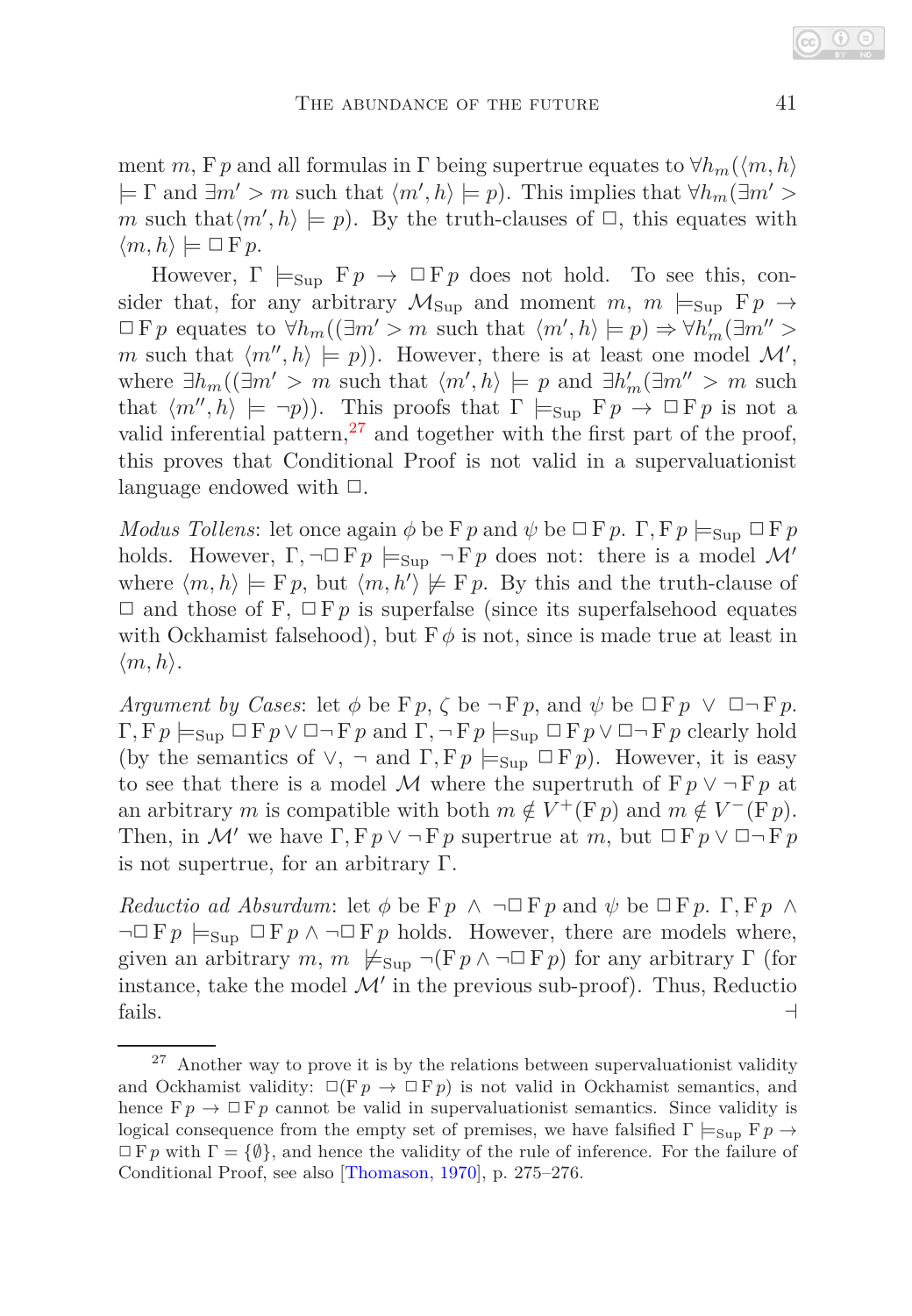ment $m$, $\mathrm{F}\,p$ and all formulas in $\Gamma$ being supertrue equates to $\forall h_m(\langle m, h\rangle \models \Gamma$ and $\exists m' > m$ such that $\langle m', h\rangle \models p)$. This implies that $\forall h_m(\exists m' > m$ such that$\langle m', h\rangle \models p)$. By the truth-clauses of $\Box$, this equates with $\langle m, h\rangle \models \Box\,\mathrm{F}\,p$.

However, $\Gamma \models_{\mathrm{Sup}} \mathrm{F}\,p \rightarrow \Box\,\mathrm{F}\,p$ does not hold. To see this, consider that, for any arbitrary $\mathcal{M}_{\mathrm{Sup}}$ and moment $m$, $m \models_{\mathrm{Sup}} \mathrm{F}\,p \rightarrow \Box\,\mathrm{F}\,p$ equates to $\forall h_m((\exists m' > m$ such that $\langle m', h\rangle \models p) \Rightarrow \forall h'_m(\exists m'' > m$ such that $\langle m'', h\rangle \models p))$. However, there is at least one model $\mathcal{M}'$, where $\exists h_m((\exists m' > m$ such that $\langle m', h\rangle \models p$ and $\exists h'_m(\exists m'' > m$ such that $\langle m'', h\rangle \models \neg p))$. This proofs that $\Gamma \models_{\mathrm{Sup}} \mathrm{F}\,p \rightarrow \Box\,\mathrm{F}\,p$ is not a valid inferential pattern,[27] and together with the first part of the proof, this proves that Conditional Proof is not valid in a supervaluationist language endowed with $\Box$.

*Modus Tollens*: let once again $\phi$ be $\mathrm{F}\,p$ and $\psi$ be $\Box\,\mathrm{F}\,p$. $\Gamma, \mathrm{F}\,p \models_{\mathrm{Sup}} \Box\,\mathrm{F}\,p$ holds. However, $\Gamma, \neg\Box\,\mathrm{F}\,p \models_{\mathrm{Sup}} \neg\,\mathrm{F}\,p$ does not: there is a model $\mathcal{M}'$ where $\langle m, h\rangle \models \mathrm{F}\,p$, but $\langle m, h'\rangle \not\models \mathrm{F}\,p$. By this and the truth-clause of $\Box$ and those of F, $\Box\,\mathrm{F}\,p$ is superfalse (since its superfalsehood equates with Ockhamist falsehood), but $\mathrm{F}\,\phi$ is not, since is made true at least in $\langle m, h\rangle$.

*Argument by Cases*: let $\phi$ be $\mathrm{F}\,p$, $\zeta$ be $\neg\,\mathrm{F}\,p$, and $\psi$ be $\Box\,\mathrm{F}\,p \;\vee\; \Box\neg\,\mathrm{F}\,p$. $\Gamma, \mathrm{F}\,p \models_{\mathrm{Sup}} \Box\,\mathrm{F}\,p \vee \Box\neg\,\mathrm{F}\,p$ and $\Gamma, \neg\,\mathrm{F}\,p \models_{\mathrm{Sup}} \Box\,\mathrm{F}\,p \vee \Box\neg\,\mathrm{F}\,p$ clearly hold (by the semantics of $\vee$, $\neg$ and $\Gamma, \mathrm{F}\,p \models_{\mathrm{Sup}} \Box\,\mathrm{F}\,p$). However, it is easy to see that there is a model $\mathcal{M}$ where the supertruth of $\mathrm{F}\,p \vee \neg\,\mathrm{F}\,p$ at an arbitrary $m$ is compatible with both $m \notin V^{+}(\mathrm{F}\,p)$ and $m \notin V^{-}(\mathrm{F}\,p)$. Then, in $\mathcal{M}'$ we have $\Gamma, \mathrm{F}\,p \vee \neg\,\mathrm{F}\,p$ supertrue at $m$, but $\Box\,\mathrm{F}\,p \vee \Box\neg\,\mathrm{F}\,p$ is not supertrue, for an arbitrary $\Gamma$.

*Reductio ad Absurdum*: let $\phi$ be $\mathrm{F}\,p \;\wedge\; \neg\Box\,\mathrm{F}\,p$ and $\psi$ be $\Box\,\mathrm{F}\,p$. $\Gamma, \mathrm{F}\,p \;\wedge\; \neg\Box\,\mathrm{F}\,p \models_{\mathrm{Sup}} \Box\,\mathrm{F}\,p \wedge \neg\Box\,\mathrm{F}\,p$ holds. However, there are models where, given an arbitrary $m$, $m \not\models_{\mathrm{Sup}} \neg(\mathrm{F}\,p \wedge \neg\Box\,\mathrm{F}\,p)$ for any arbitrary $\Gamma$ (for instance, take the model $\mathcal{M}'$ in the previous sub-proof). Thus, Reductio fails. $\dashv$

[27] Another way to prove it is by the relations between supervaluationist validity and Ockhamist validity: $\Box(\mathrm{F}\,p \rightarrow \Box\,\mathrm{F}\,p)$ is not valid in Ockhamist semantics, and hence $\mathrm{F}\,p \rightarrow \Box\,\mathrm{F}\,p$ cannot be valid in supervaluationist semantics. Since validity is logical consequence from the empty set of premises, we have falsified $\Gamma \models_{\mathrm{Sup}} \mathrm{F}\,p \rightarrow \Box\,\mathrm{F}\,p$ with $\Gamma = \{\emptyset\}$, and hence the validity of the rule of inference. For the failure of Conditional Proof, see also [Thomason, 1970], p. 275–276.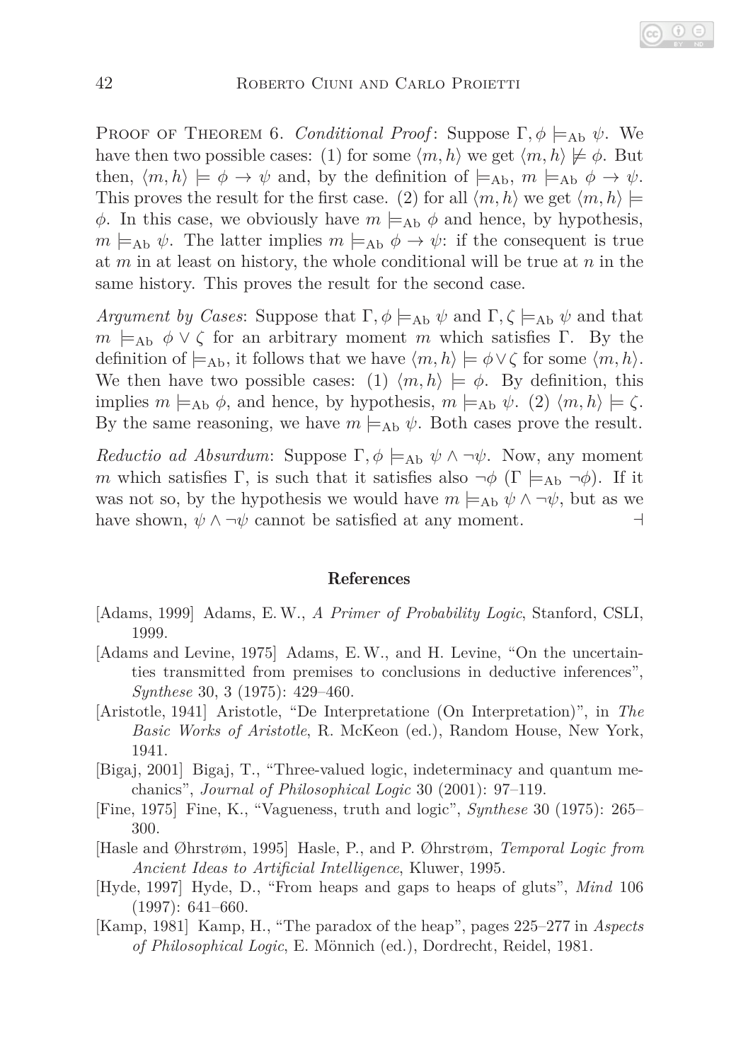Proof of Theorem 6. *Conditional Proof*: Suppose $\Gamma, \phi \models_{\text{Ab}} \psi$. We have then two possible cases: (1) for some $\langle m, h\rangle$ we get $\langle m, h\rangle \not\models \phi$. But then, $\langle m, h\rangle \models \phi \to \psi$ and, by the definition of $\models_{\text{Ab}}$, $m \models_{\text{Ab}} \phi \to \psi$. This proves the result for the first case. (2) for all $\langle m, h\rangle$ we get $\langle m, h\rangle \models \phi$. In this case, we obviously have $m \models_{\text{Ab}} \phi$ and hence, by hypothesis, $m \models_{\text{Ab}} \psi$. The latter implies $m \models_{\text{Ab}} \phi \to \psi$: if the consequent is true at $m$ in at least on history, the whole conditional will be true at $n$ in the same history. This proves the result for the second case.

*Argument by Cases*: Suppose that $\Gamma, \phi \models_{\text{Ab}} \psi$ and $\Gamma, \zeta \models_{\text{Ab}} \psi$ and that $m \models_{\text{Ab}} \phi \vee \zeta$ for an arbitrary moment $m$ which satisfies $\Gamma$. By the definition of $\models_{\text{Ab}}$, it follows that we have $\langle m, h\rangle \models \phi \vee \zeta$ for some $\langle m, h\rangle$. We then have two possible cases: (1) $\langle m, h\rangle \models \phi$. By definition, this implies $m \models_{\text{Ab}} \phi$, and hence, by hypothesis, $m \models_{\text{Ab}} \psi$. (2) $\langle m, h\rangle \models \zeta$. By the same reasoning, we have $m \models_{\text{Ab}} \psi$. Both cases prove the result.

*Reductio ad Absurdum*: Suppose $\Gamma, \phi \models_{\text{Ab}} \psi \wedge \neg\psi$. Now, any moment $m$ which satisfies $\Gamma$, is such that it satisfies also $\neg\phi$ ($\Gamma \models_{\text{Ab}} \neg\phi$). If it was not so, by the hypothesis we would have $m \models_{\text{Ab}} \psi \wedge \neg\psi$, but as we have shown, $\psi \wedge \neg\psi$ cannot be satisfied at any moment. ⊣

## References

[Adams, 1999] Adams, E. W., *A Primer of Probability Logic*, Stanford, CSLI, 1999.

[Adams and Levine, 1975] Adams, E. W., and H. Levine, "On the uncertainties transmitted from premises to conclusions in deductive inferences", *Synthese* 30, 3 (1975): 429–460.

[Aristotle, 1941] Aristotle, "De Interpretatione (On Interpretation)", in *The Basic Works of Aristotle*, R. McKeon (ed.), Random House, New York, 1941.

[Bigaj, 2001] Bigaj, T., "Three-valued logic, indeterminacy and quantum mechanics", *Journal of Philosophical Logic* 30 (2001): 97–119.

[Fine, 1975] Fine, K., "Vagueness, truth and logic", *Synthese* 30 (1975): 265–300.

[Hasle and Øhrstrøm, 1995] Hasle, P., and P. Øhrstrøm, *Temporal Logic from Ancient Ideas to Artificial Intelligence*, Kluwer, 1995.

[Hyde, 1997] Hyde, D., "From heaps and gaps to heaps of gluts", *Mind* 106 (1997): 641–660.

[Kamp, 1981] Kamp, H., "The paradox of the heap", pages 225–277 in *Aspects of Philosophical Logic*, E. Mönnich (ed.), Dordrecht, Reidel, 1981.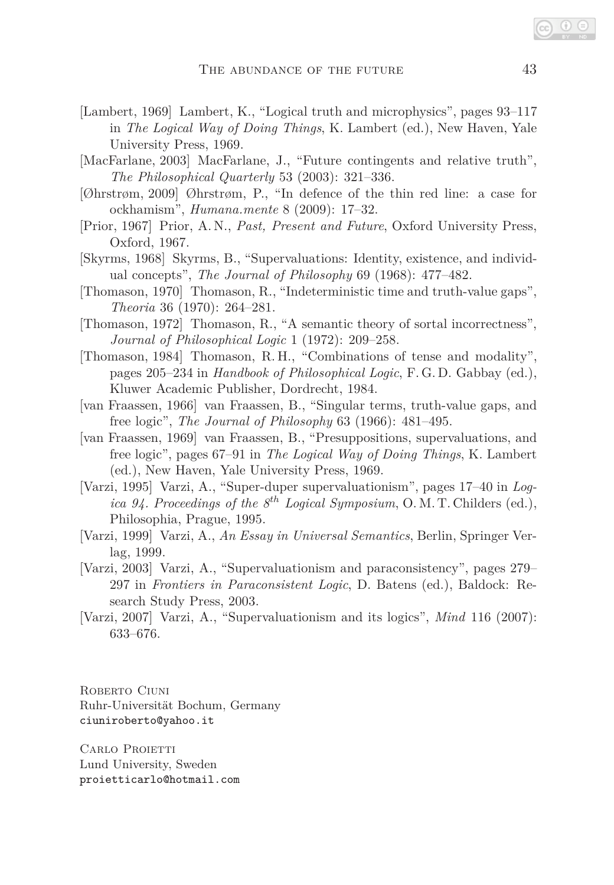[Lambert, 1969] Lambert, K., "Logical truth and microphysics", pages 93–117 in *The Logical Way of Doing Things*, K. Lambert (ed.), New Haven, Yale University Press, 1969.

[MacFarlane, 2003] MacFarlane, J., "Future contingents and relative truth", *The Philosophical Quarterly* 53 (2003): 321–336.

[Øhrstrøm, 2009] Øhrstrøm, P., "In defence of the thin red line: a case for ockhamism", *Humana.mente* 8 (2009): 17–32.

[Prior, 1967] Prior, A. N., *Past, Present and Future*, Oxford University Press, Oxford, 1967.

[Skyrms, 1968] Skyrms, B., "Supervaluations: Identity, existence, and individual concepts", *The Journal of Philosophy* 69 (1968): 477–482.

[Thomason, 1970] Thomason, R., "Indeterministic time and truth-value gaps", *Theoria* 36 (1970): 264–281.

[Thomason, 1972] Thomason, R., "A semantic theory of sortal incorrectness", *Journal of Philosophical Logic* 1 (1972): 209–258.

[Thomason, 1984] Thomason, R. H., "Combinations of tense and modality", pages 205–234 in *Handbook of Philosophical Logic*, F. G. D. Gabbay (ed.), Kluwer Academic Publisher, Dordrecht, 1984.

[van Fraassen, 1966] van Fraassen, B., "Singular terms, truth-value gaps, and free logic", *The Journal of Philosophy* 63 (1966): 481–495.

[van Fraassen, 1969] van Fraassen, B., "Presuppositions, supervaluations, and free logic", pages 67–91 in *The Logical Way of Doing Things*, K. Lambert (ed.), New Haven, Yale University Press, 1969.

[Varzi, 1995] Varzi, A., "Super-duper supervaluationism", pages 17–40 in *Logica 94. Proceedings of the 8th Logical Symposium*, O. M. T. Childers (ed.), Philosophia, Prague, 1995.

[Varzi, 1999] Varzi, A., *An Essay in Universal Semantics*, Berlin, Springer Verlag, 1999.

[Varzi, 2003] Varzi, A., "Supervaluationism and paraconsistency", pages 279–297 in *Frontiers in Paraconsistent Logic*, D. Batens (ed.), Baldock: Research Study Press, 2003.

[Varzi, 2007] Varzi, A., "Supervaluationism and its logics", *Mind* 116 (2007): 633–676.

Roberto Ciuni
Ruhr-Universität Bochum, Germany
ciuniroberto@yahoo.it

Carlo Proietti
Lund University, Sweden
proietticarlo@hotmail.com